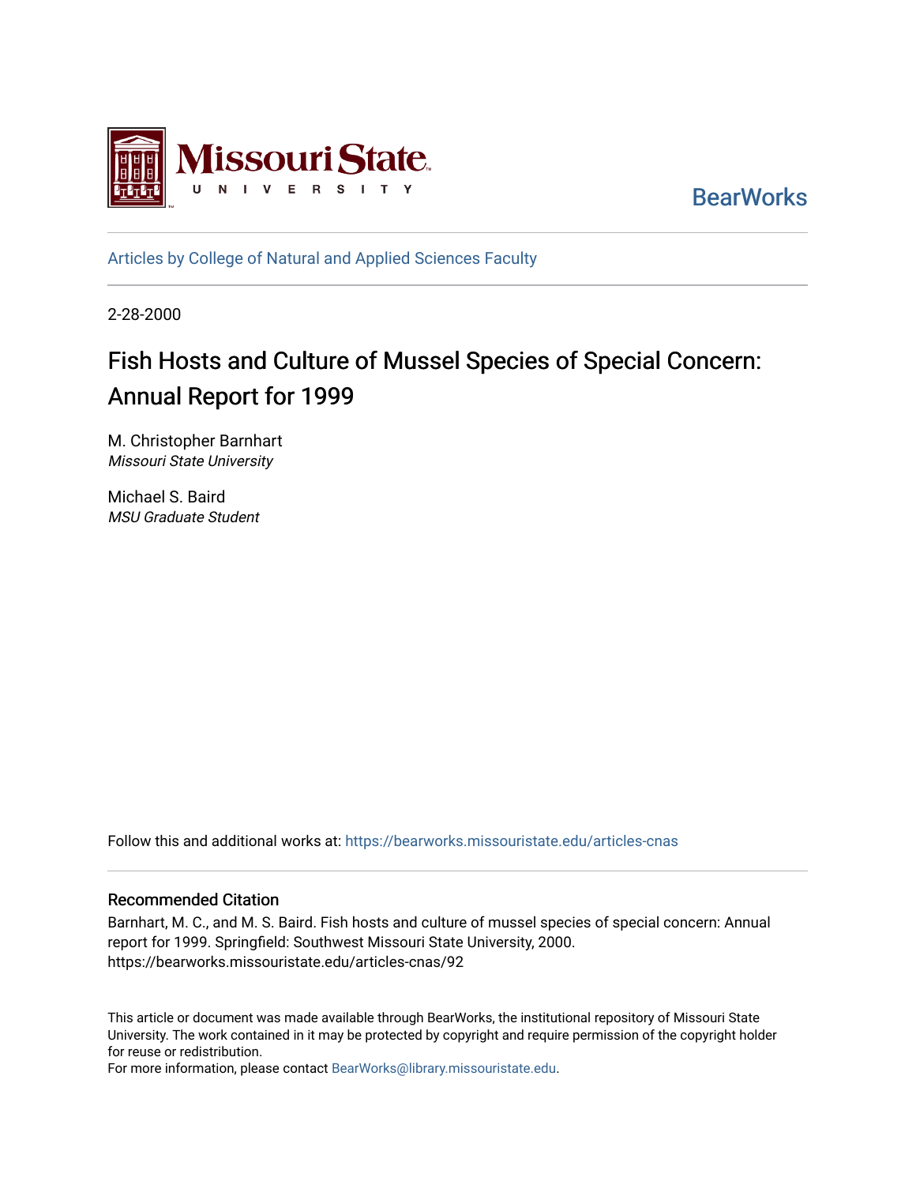Missouri State University

BearWorks

Articles by College of Natural and Applied Sciences Faculty

2-28-2000

# Fish Hosts and Culture of Mussel Species of Special Concern: Annual Report for 1999

M. Christopher Barnhart
*Missouri State University*

Michael S. Baird
*MSU Graduate Student*

Follow this and additional works at: https://bearworks.missouristate.edu/articles-cnas

## Recommended Citation

Barnhart, M. C., and M. S. Baird. Fish hosts and culture of mussel species of special concern: Annual report for 1999. Springfield: Southwest Missouri State University, 2000. https://bearworks.missouristate.edu/articles-cnas/92

This article or document was made available through BearWorks, the institutional repository of Missouri State University. The work contained in it may be protected by copyright and require permission of the copyright holder for reuse or redistribution.
For more information, please contact BearWorks@library.missouristate.edu.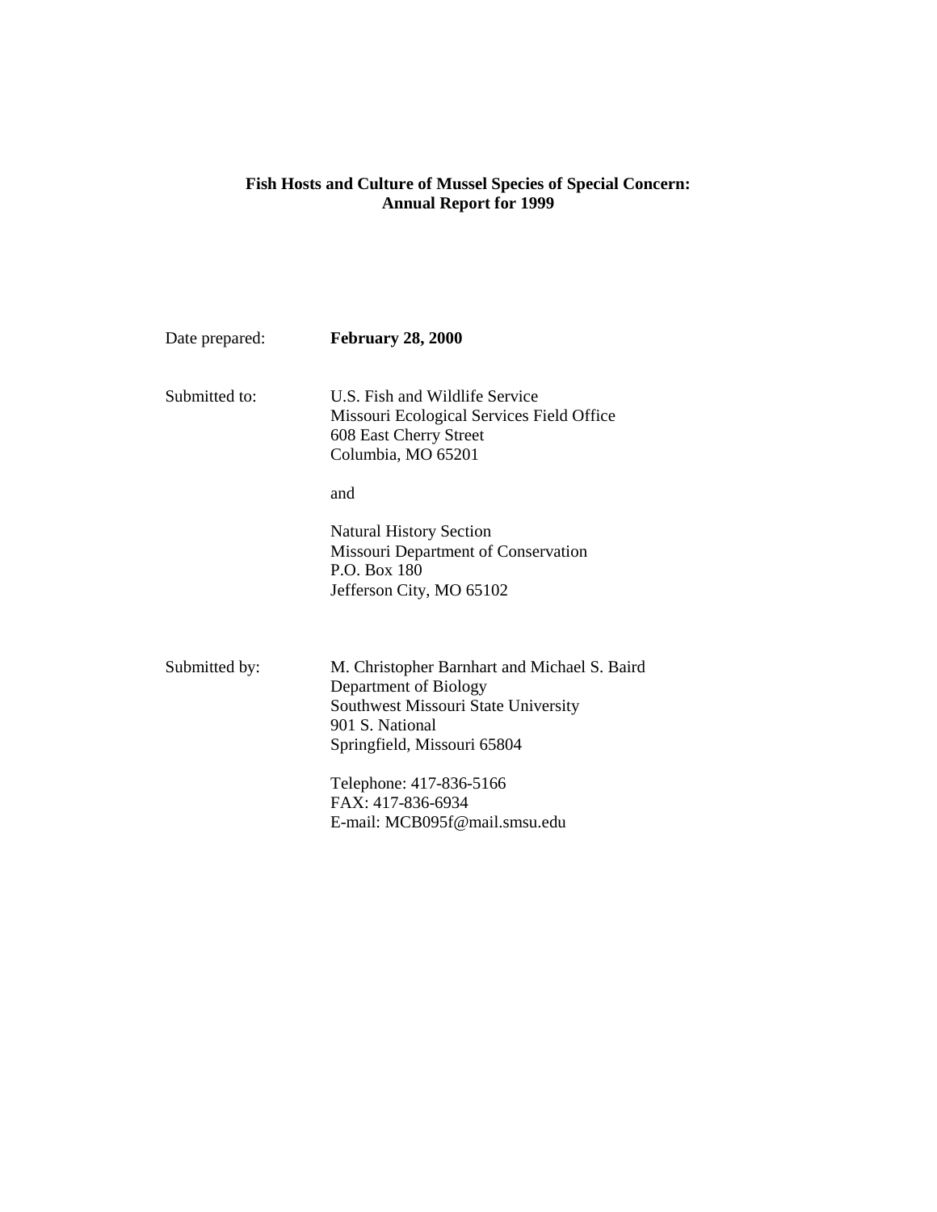**Fish Hosts and Culture of Mussel Species of Special Concern:**
**Annual Report for 1999**

Date prepared: **February 28, 2000**

Submitted to: U.S. Fish and Wildlife Service
Missouri Ecological Services Field Office
608 East Cherry Street
Columbia, MO 65201

and

Natural History Section
Missouri Department of Conservation
P.O. Box 180
Jefferson City, MO 65102

Submitted by: M. Christopher Barnhart and Michael S. Baird
Department of Biology
Southwest Missouri State University
901 S. National
Springfield, Missouri 65804

Telephone: 417-836-5166
FAX: 417-836-6934
E-mail: MCB095f@mail.smsu.edu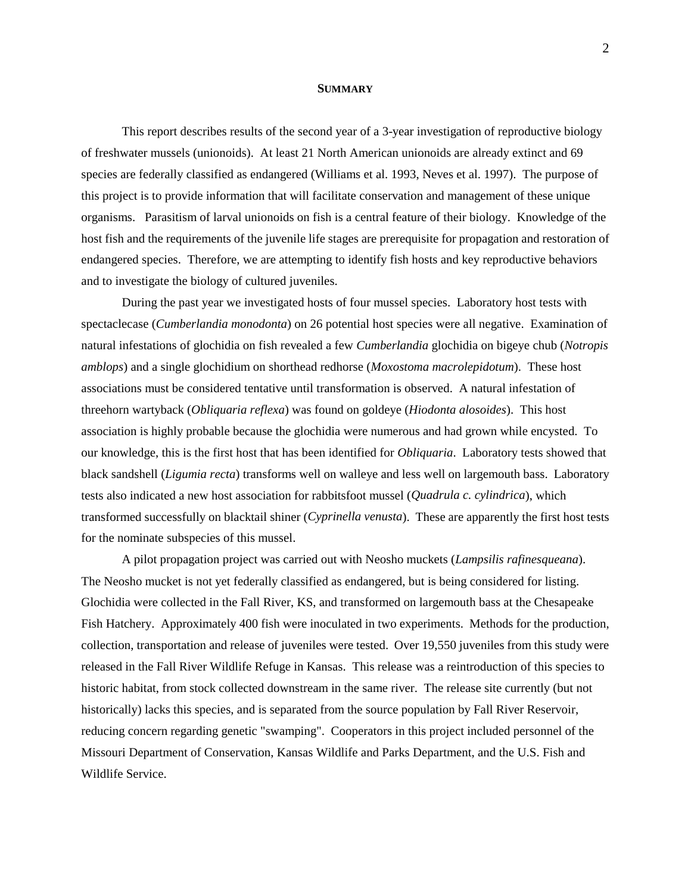## SUMMARY

This report describes results of the second year of a 3-year investigation of reproductive biology of freshwater mussels (unionoids). At least 21 North American unionoids are already extinct and 69 species are federally classified as endangered (Williams et al. 1993, Neves et al. 1997). The purpose of this project is to provide information that will facilitate conservation and management of these unique organisms. Parasitism of larval unionoids on fish is a central feature of their biology. Knowledge of the host fish and the requirements of the juvenile life stages are prerequisite for propagation and restoration of endangered species. Therefore, we are attempting to identify fish hosts and key reproductive behaviors and to investigate the biology of cultured juveniles.

During the past year we investigated hosts of four mussel species. Laboratory host tests with spectaclecase (*Cumberlandia monodonta*) on 26 potential host species were all negative. Examination of natural infestations of glochidia on fish revealed a few *Cumberlandia* glochidia on bigeye chub (*Notropis amblops*) and a single glochidium on shorthead redhorse (*Moxostoma macrolepidotum*). These host associations must be considered tentative until transformation is observed. A natural infestation of threehorn wartyback (*Obliquaria reflexa*) was found on goldeye (*Hiodonta alosoides*). This host association is highly probable because the glochidia were numerous and had grown while encysted. To our knowledge, this is the first host that has been identified for *Obliquaria*. Laboratory tests showed that black sandshell (*Ligumia recta*) transforms well on walleye and less well on largemouth bass. Laboratory tests also indicated a new host association for rabbitsfoot mussel (*Quadrula c. cylindrica*), which transformed successfully on blacktail shiner (*Cyprinella venusta*). These are apparently the first host tests for the nominate subspecies of this mussel.

A pilot propagation project was carried out with Neosho muckets (*Lampsilis rafinesqueana*). The Neosho mucket is not yet federally classified as endangered, but is being considered for listing. Glochidia were collected in the Fall River, KS, and transformed on largemouth bass at the Chesapeake Fish Hatchery. Approximately 400 fish were inoculated in two experiments. Methods for the production, collection, transportation and release of juveniles were tested. Over 19,550 juveniles from this study were released in the Fall River Wildlife Refuge in Kansas. This release was a reintroduction of this species to historic habitat, from stock collected downstream in the same river. The release site currently (but not historically) lacks this species, and is separated from the source population by Fall River Reservoir, reducing concern regarding genetic "swamping". Cooperators in this project included personnel of the Missouri Department of Conservation, Kansas Wildlife and Parks Department, and the U.S. Fish and Wildlife Service.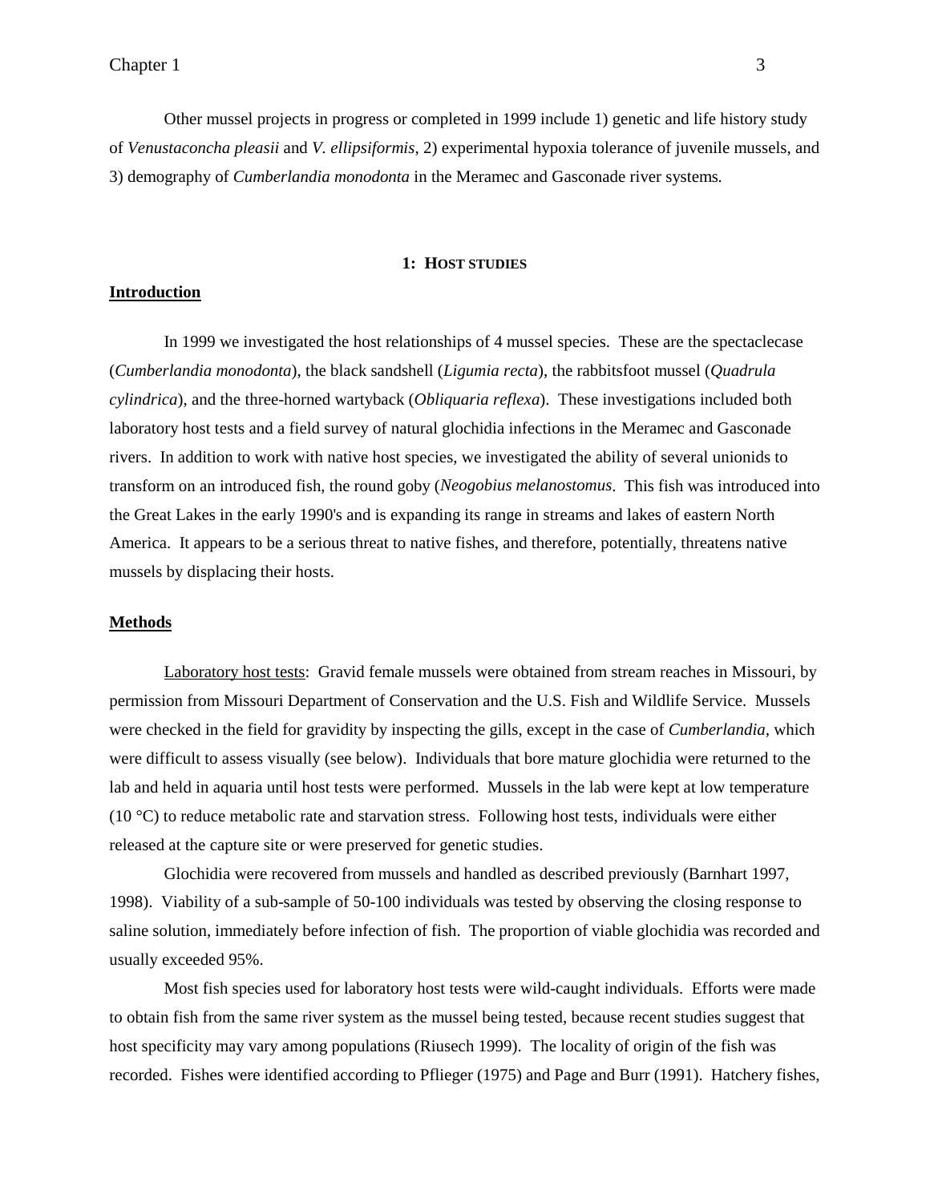Other mussel projects in progress or completed in 1999 include 1) genetic and life history study of *Venustaconcha pleasii* and *V. ellipsiformis*, 2) experimental hypoxia tolerance of juvenile mussels, and 3) demography of *Cumberlandia monodonta* in the Meramec and Gasconade river systems.

## 1: HOST STUDIES

### Introduction

In 1999 we investigated the host relationships of 4 mussel species. These are the spectaclecase (*Cumberlandia monodonta*), the black sandshell (*Ligumia recta*), the rabbitsfoot mussel (*Quadrula cylindrica*), and the three-horned wartyback (*Obliquaria reflexa*). These investigations included both laboratory host tests and a field survey of natural glochidia infections in the Meramec and Gasconade rivers. In addition to work with native host species, we investigated the ability of several unionids to transform on an introduced fish, the round goby (*Neogobius melanostomus*. This fish was introduced into the Great Lakes in the early 1990's and is expanding its range in streams and lakes of eastern North America. It appears to be a serious threat to native fishes, and therefore, potentially, threatens native mussels by displacing their hosts.

### Methods

Laboratory host tests: Gravid female mussels were obtained from stream reaches in Missouri, by permission from Missouri Department of Conservation and the U.S. Fish and Wildlife Service. Mussels were checked in the field for gravidity by inspecting the gills, except in the case of *Cumberlandia*, which were difficult to assess visually (see below). Individuals that bore mature glochidia were returned to the lab and held in aquaria until host tests were performed. Mussels in the lab were kept at low temperature (10 °C) to reduce metabolic rate and starvation stress. Following host tests, individuals were either released at the capture site or were preserved for genetic studies.

Glochidia were recovered from mussels and handled as described previously (Barnhart 1997, 1998). Viability of a sub-sample of 50-100 individuals was tested by observing the closing response to saline solution, immediately before infection of fish. The proportion of viable glochidia was recorded and usually exceeded 95%.

Most fish species used for laboratory host tests were wild-caught individuals. Efforts were made to obtain fish from the same river system as the mussel being tested, because recent studies suggest that host specificity may vary among populations (Riusech 1999). The locality of origin of the fish was recorded. Fishes were identified according to Pflieger (1975) and Page and Burr (1991). Hatchery fishes,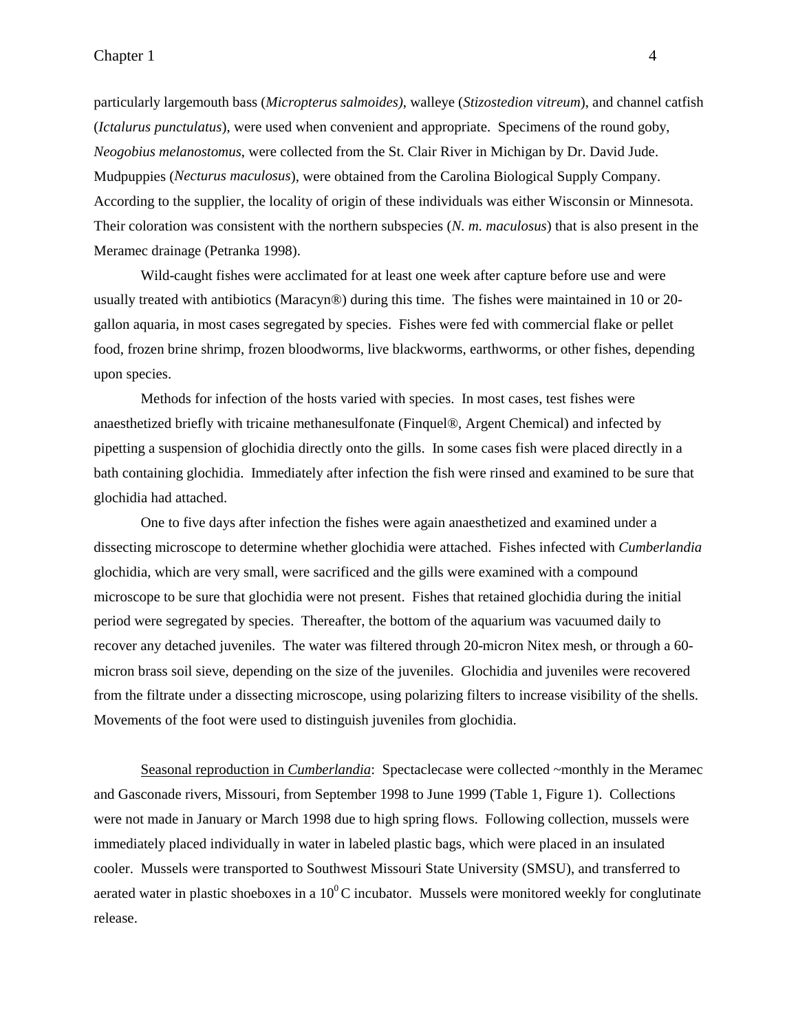particularly largemouth bass (*Micropterus salmoides)*, walleye (*Stizostedion vitreum*), and channel catfish (*Ictalurus punctulatus*), were used when convenient and appropriate. Specimens of the round goby, *Neogobius melanostomus*, were collected from the St. Clair River in Michigan by Dr. David Jude. Mudpuppies (*Necturus maculosus*), were obtained from the Carolina Biological Supply Company. According to the supplier, the locality of origin of these individuals was either Wisconsin or Minnesota. Their coloration was consistent with the northern subspecies (*N. m. maculosus*) that is also present in the Meramec drainage (Petranka 1998).

Wild-caught fishes were acclimated for at least one week after capture before use and were usually treated with antibiotics (Maracyn®) during this time. The fishes were maintained in 10 or 20-gallon aquaria, in most cases segregated by species. Fishes were fed with commercial flake or pellet food, frozen brine shrimp, frozen bloodworms, live blackworms, earthworms, or other fishes, depending upon species.

Methods for infection of the hosts varied with species. In most cases, test fishes were anaesthetized briefly with tricaine methanesulfonate (Finquel®, Argent Chemical) and infected by pipetting a suspension of glochidia directly onto the gills. In some cases fish were placed directly in a bath containing glochidia. Immediately after infection the fish were rinsed and examined to be sure that glochidia had attached.

One to five days after infection the fishes were again anaesthetized and examined under a dissecting microscope to determine whether glochidia were attached. Fishes infected with *Cumberlandia* glochidia, which are very small, were sacrificed and the gills were examined with a compound microscope to be sure that glochidia were not present. Fishes that retained glochidia during the initial period were segregated by species. Thereafter, the bottom of the aquarium was vacuumed daily to recover any detached juveniles. The water was filtered through 20-micron Nitex mesh, or through a 60-micron brass soil sieve, depending on the size of the juveniles. Glochidia and juveniles were recovered from the filtrate under a dissecting microscope, using polarizing filters to increase visibility of the shells. Movements of the foot were used to distinguish juveniles from glochidia.

<u>Seasonal reproduction in *Cumberlandia*</u>: Spectaclecase were collected ~monthly in the Meramec and Gasconade rivers, Missouri, from September 1998 to June 1999 (Table 1, Figure 1). Collections were not made in January or March 1998 due to high spring flows. Following collection, mussels were immediately placed individually in water in labeled plastic bags, which were placed in an insulated cooler. Mussels were transported to Southwest Missouri State University (SMSU), and transferred to aerated water in plastic shoeboxes in a $10^0$ C incubator. Mussels were monitored weekly for conglutinate release.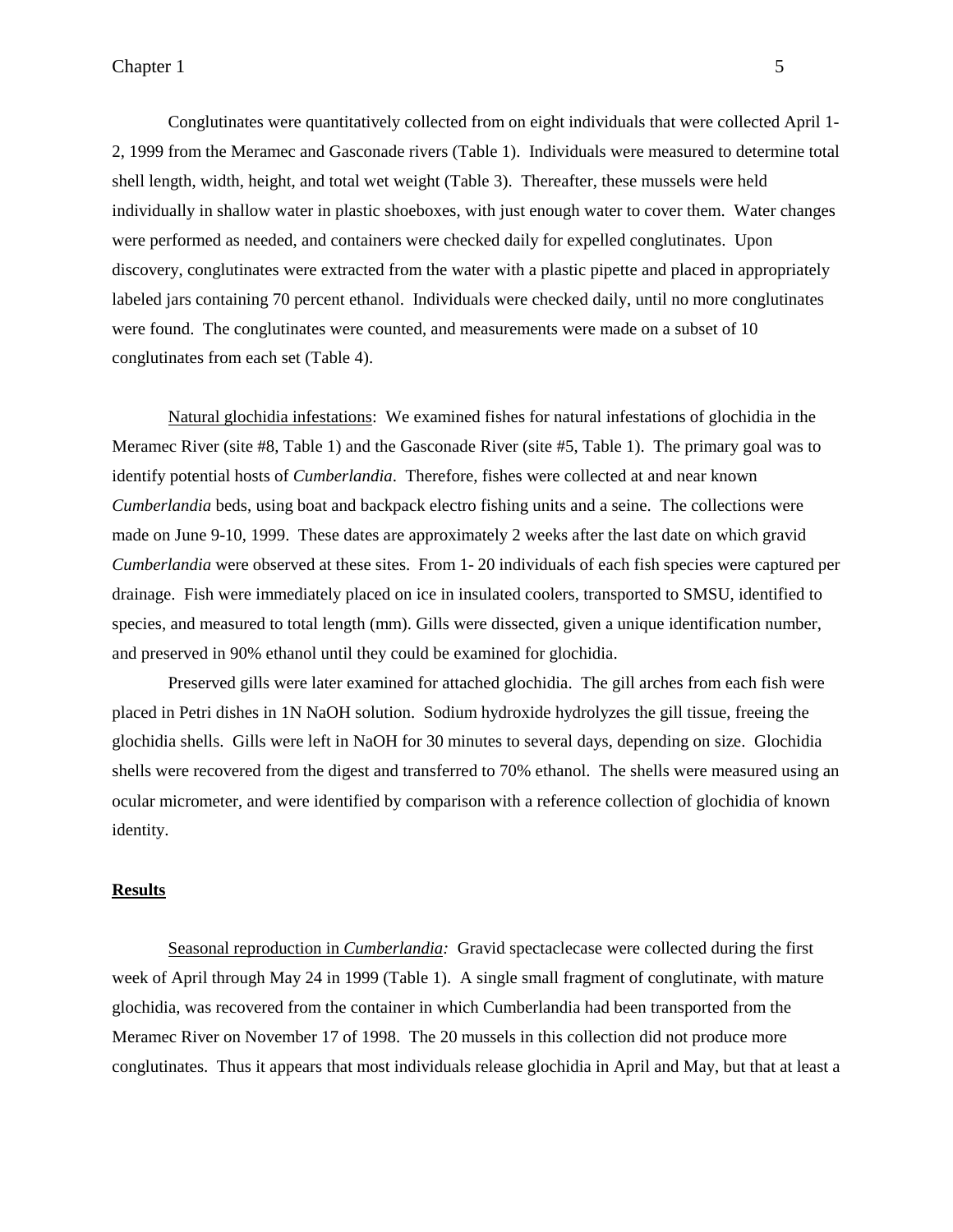Conglutinates were quantitatively collected from on eight individuals that were collected April 1-2, 1999 from the Meramec and Gasconade rivers (Table 1). Individuals were measured to determine total shell length, width, height, and total wet weight (Table 3). Thereafter, these mussels were held individually in shallow water in plastic shoeboxes, with just enough water to cover them. Water changes were performed as needed, and containers were checked daily for expelled conglutinates. Upon discovery, conglutinates were extracted from the water with a plastic pipette and placed in appropriately labeled jars containing 70 percent ethanol. Individuals were checked daily, until no more conglutinates were found. The conglutinates were counted, and measurements were made on a subset of 10 conglutinates from each set (Table 4).

Natural glochidia infestations: We examined fishes for natural infestations of glochidia in the Meramec River (site #8, Table 1) and the Gasconade River (site #5, Table 1). The primary goal was to identify potential hosts of *Cumberlandia*. Therefore, fishes were collected at and near known *Cumberlandia* beds, using boat and backpack electro fishing units and a seine. The collections were made on June 9-10, 1999. These dates are approximately 2 weeks after the last date on which gravid *Cumberlandia* were observed at these sites. From 1- 20 individuals of each fish species were captured per drainage. Fish were immediately placed on ice in insulated coolers, transported to SMSU, identified to species, and measured to total length (mm). Gills were dissected, given a unique identification number, and preserved in 90% ethanol until they could be examined for glochidia.

Preserved gills were later examined for attached glochidia. The gill arches from each fish were placed in Petri dishes in 1N NaOH solution. Sodium hydroxide hydrolyzes the gill tissue, freeing the glochidia shells. Gills were left in NaOH for 30 minutes to several days, depending on size. Glochidia shells were recovered from the digest and transferred to 70% ethanol. The shells were measured using an ocular micrometer, and were identified by comparison with a reference collection of glochidia of known identity.

## Results

Seasonal reproduction in *Cumberlandia:* Gravid spectaclecase were collected during the first week of April through May 24 in 1999 (Table 1). A single small fragment of conglutinate, with mature glochidia, was recovered from the container in which Cumberlandia had been transported from the Meramec River on November 17 of 1998. The 20 mussels in this collection did not produce more conglutinates. Thus it appears that most individuals release glochidia in April and May, but that at least a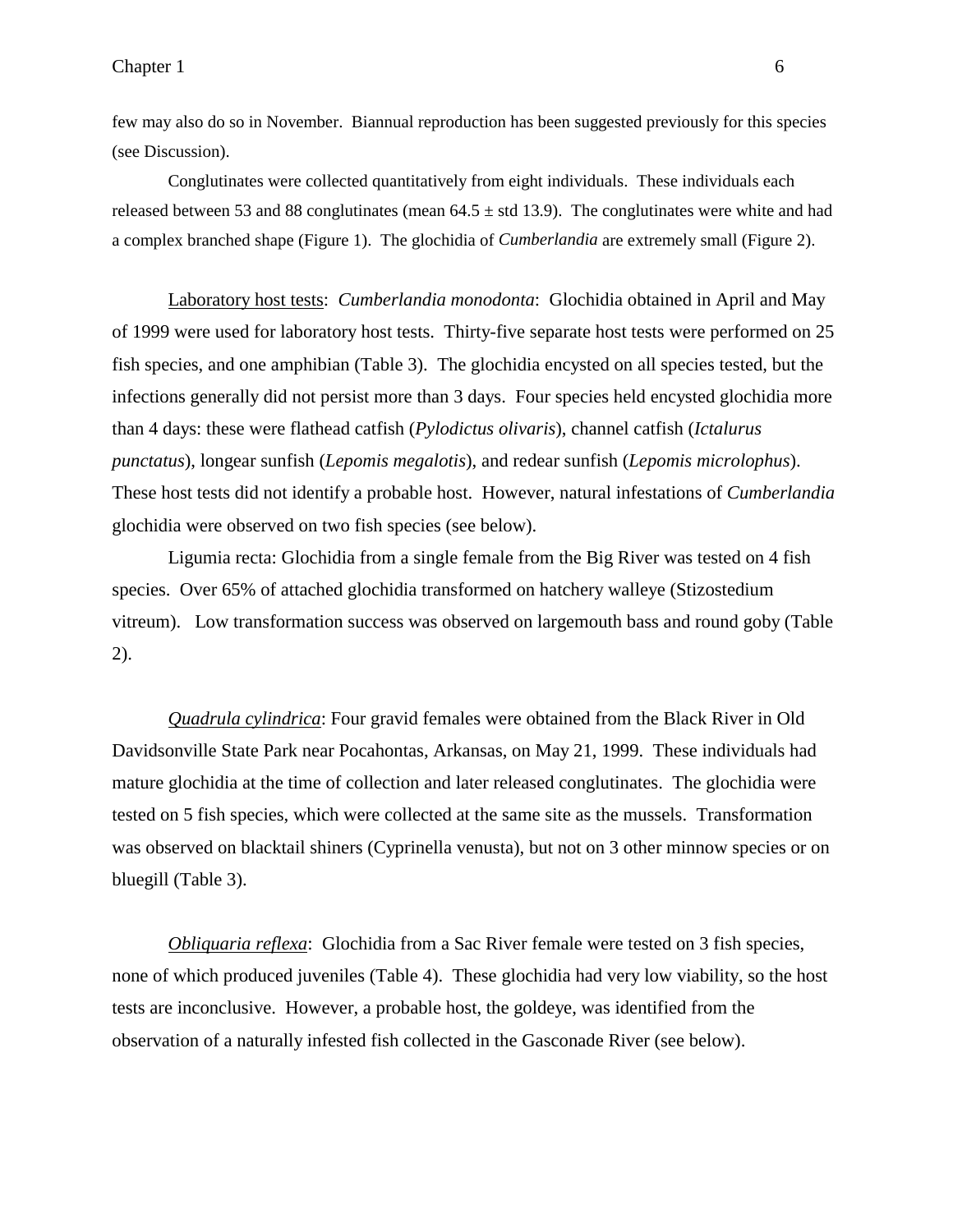few may also do so in November. Biannual reproduction has been suggested previously for this species (see Discussion).

Conglutinates were collected quantitatively from eight individuals. These individuals each released between 53 and 88 conglutinates (mean $64.5 \pm$ std 13.9). The conglutinates were white and had a complex branched shape (Figure 1). The glochidia of *Cumberlandia* are extremely small (Figure 2).

Laboratory host tests: *Cumberlandia monodonta*: Glochidia obtained in April and May of 1999 were used for laboratory host tests. Thirty-five separate host tests were performed on 25 fish species, and one amphibian (Table 3). The glochidia encysted on all species tested, but the infections generally did not persist more than 3 days. Four species held encysted glochidia more than 4 days: these were flathead catfish (*Pylodictus olivaris*), channel catfish (*Ictalurus punctatus*), longear sunfish (*Lepomis megalotis*), and redear sunfish (*Lepomis microlophus*). These host tests did not identify a probable host. However, natural infestations of *Cumberlandia* glochidia were observed on two fish species (see below).

Ligumia recta: Glochidia from a single female from the Big River was tested on 4 fish species. Over 65% of attached glochidia transformed on hatchery walleye (Stizostedium vitreum). Low transformation success was observed on largemouth bass and round goby (Table 2).

*Quadrula cylindrica*: Four gravid females were obtained from the Black River in Old Davidsonville State Park near Pocahontas, Arkansas, on May 21, 1999. These individuals had mature glochidia at the time of collection and later released conglutinates. The glochidia were tested on 5 fish species, which were collected at the same site as the mussels. Transformation was observed on blacktail shiners (Cyprinella venusta), but not on 3 other minnow species or on bluegill (Table 3).

*Obliquaria reflexa*: Glochidia from a Sac River female were tested on 3 fish species, none of which produced juveniles (Table 4). These glochidia had very low viability, so the host tests are inconclusive. However, a probable host, the goldeye, was identified from the observation of a naturally infested fish collected in the Gasconade River (see below).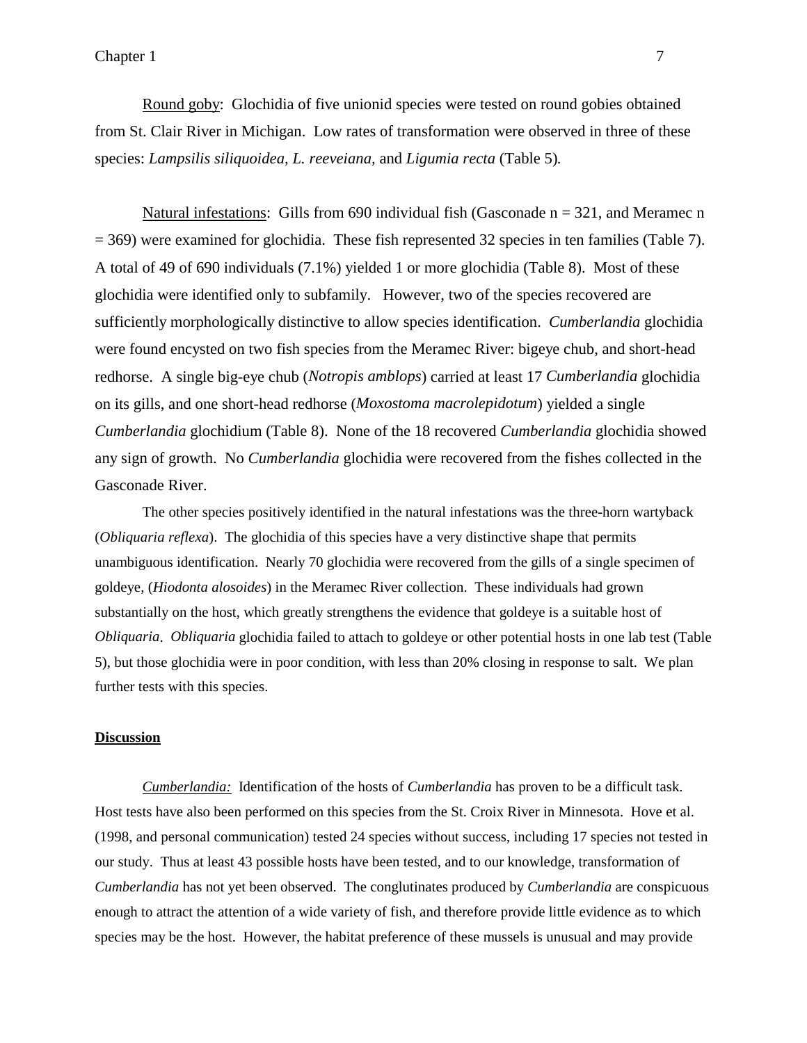Round goby: Glochidia of five unionid species were tested on round gobies obtained from St. Clair River in Michigan. Low rates of transformation were observed in three of these species: *Lampsilis siliquoidea, L. reeveiana,* and *Ligumia recta* (Table 5).

Natural infestations: Gills from 690 individual fish (Gasconade n = 321, and Meramec n = 369) were examined for glochidia. These fish represented 32 species in ten families (Table 7). A total of 49 of 690 individuals (7.1%) yielded 1 or more glochidia (Table 8). Most of these glochidia were identified only to subfamily. However, two of the species recovered are sufficiently morphologically distinctive to allow species identification. *Cumberlandia* glochidia were found encysted on two fish species from the Meramec River: bigeye chub, and short-head redhorse. A single big-eye chub (*Notropis amblops*) carried at least 17 *Cumberlandia* glochidia on its gills, and one short-head redhorse (*Moxostoma macrolepidotum*) yielded a single *Cumberlandia* glochidium (Table 8). None of the 18 recovered *Cumberlandia* glochidia showed any sign of growth. No *Cumberlandia* glochidia were recovered from the fishes collected in the Gasconade River.

The other species positively identified in the natural infestations was the three-horn wartyback (*Obliquaria reflexa*). The glochidia of this species have a very distinctive shape that permits unambiguous identification. Nearly 70 glochidia were recovered from the gills of a single specimen of goldeye, (*Hiodonta alosoides*) in the Meramec River collection. These individuals had grown substantially on the host, which greatly strengthens the evidence that goldeye is a suitable host of *Obliquaria*. *Obliquaria* glochidia failed to attach to goldeye or other potential hosts in one lab test (Table 5), but those glochidia were in poor condition, with less than 20% closing in response to salt. We plan further tests with this species.

## Discussion

*Cumberlandia:* Identification of the hosts of *Cumberlandia* has proven to be a difficult task. Host tests have also been performed on this species from the St. Croix River in Minnesota. Hove et al. (1998, and personal communication) tested 24 species without success, including 17 species not tested in our study. Thus at least 43 possible hosts have been tested, and to our knowledge, transformation of *Cumberlandia* has not yet been observed. The conglutinates produced by *Cumberlandia* are conspicuous enough to attract the attention of a wide variety of fish, and therefore provide little evidence as to which species may be the host. However, the habitat preference of these mussels is unusual and may provide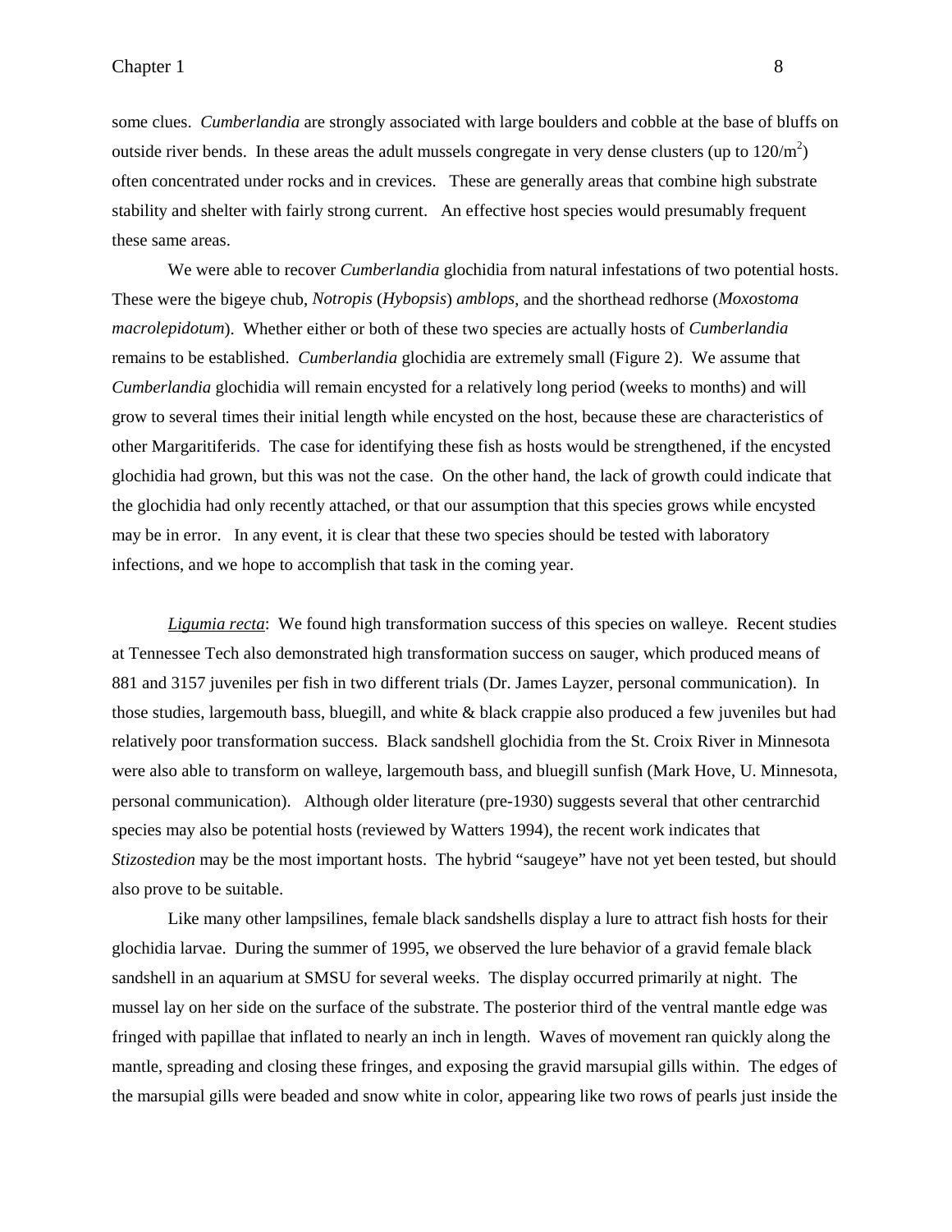some clues. *Cumberlandia* are strongly associated with large boulders and cobble at the base of bluffs on outside river bends. In these areas the adult mussels congregate in very dense clusters (up to $120/m^2$) often concentrated under rocks and in crevices. These are generally areas that combine high substrate stability and shelter with fairly strong current. An effective host species would presumably frequent these same areas.

We were able to recover *Cumberlandia* glochidia from natural infestations of two potential hosts. These were the bigeye chub, *Notropis* (*Hybopsis*) *amblops*, and the shorthead redhorse (*Moxostoma macrolepidotum*). Whether either or both of these two species are actually hosts of *Cumberlandia* remains to be established. *Cumberlandia* glochidia are extremely small (Figure 2). We assume that *Cumberlandia* glochidia will remain encysted for a relatively long period (weeks to months) and will grow to several times their initial length while encysted on the host, because these are characteristics of other Margaritiferids. The case for identifying these fish as hosts would be strengthened, if the encysted glochidia had grown, but this was not the case. On the other hand, the lack of growth could indicate that the glochidia had only recently attached, or that our assumption that this species grows while encysted may be in error. In any event, it is clear that these two species should be tested with laboratory infections, and we hope to accomplish that task in the coming year.

*Ligumia recta*: We found high transformation success of this species on walleye. Recent studies at Tennessee Tech also demonstrated high transformation success on sauger, which produced means of 881 and 3157 juveniles per fish in two different trials (Dr. James Layzer, personal communication). In those studies, largemouth bass, bluegill, and white & black crappie also produced a few juveniles but had relatively poor transformation success. Black sandshell glochidia from the St. Croix River in Minnesota were also able to transform on walleye, largemouth bass, and bluegill sunfish (Mark Hove, U. Minnesota, personal communication). Although older literature (pre-1930) suggests several that other centrarchid species may also be potential hosts (reviewed by Watters 1994), the recent work indicates that *Stizostedion* may be the most important hosts. The hybrid "saugeye" have not yet been tested, but should also prove to be suitable.

Like many other lampsilines, female black sandshells display a lure to attract fish hosts for their glochidia larvae. During the summer of 1995, we observed the lure behavior of a gravid female black sandshell in an aquarium at SMSU for several weeks. The display occurred primarily at night. The mussel lay on her side on the surface of the substrate. The posterior third of the ventral mantle edge was fringed with papillae that inflated to nearly an inch in length. Waves of movement ran quickly along the mantle, spreading and closing these fringes, and exposing the gravid marsupial gills within. The edges of the marsupial gills were beaded and snow white in color, appearing like two rows of pearls just inside the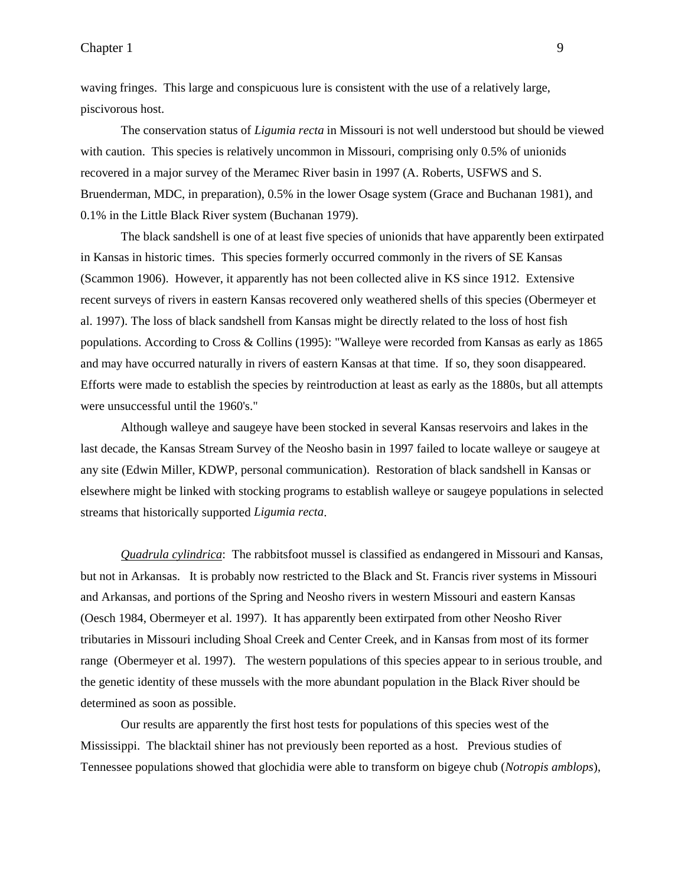waving fringes. This large and conspicuous lure is consistent with the use of a relatively large, piscivorous host.

The conservation status of *Ligumia recta* in Missouri is not well understood but should be viewed with caution. This species is relatively uncommon in Missouri, comprising only 0.5% of unionids recovered in a major survey of the Meramec River basin in 1997 (A. Roberts, USFWS and S. Bruenderman, MDC, in preparation), 0.5% in the lower Osage system (Grace and Buchanan 1981), and 0.1% in the Little Black River system (Buchanan 1979).

The black sandshell is one of at least five species of unionids that have apparently been extirpated in Kansas in historic times. This species formerly occurred commonly in the rivers of SE Kansas (Scammon 1906). However, it apparently has not been collected alive in KS since 1912. Extensive recent surveys of rivers in eastern Kansas recovered only weathered shells of this species (Obermeyer et al. 1997). The loss of black sandshell from Kansas might be directly related to the loss of host fish populations. According to Cross & Collins (1995): "Walleye were recorded from Kansas as early as 1865 and may have occurred naturally in rivers of eastern Kansas at that time. If so, they soon disappeared. Efforts were made to establish the species by reintroduction at least as early as the 1880s, but all attempts were unsuccessful until the 1960's."

Although walleye and saugeye have been stocked in several Kansas reservoirs and lakes in the last decade, the Kansas Stream Survey of the Neosho basin in 1997 failed to locate walleye or saugeye at any site (Edwin Miller, KDWP, personal communication). Restoration of black sandshell in Kansas or elsewhere might be linked with stocking programs to establish walleye or saugeye populations in selected streams that historically supported *Ligumia recta*.

*Quadrula cylindrica*: The rabbitsfoot mussel is classified as endangered in Missouri and Kansas, but not in Arkansas. It is probably now restricted to the Black and St. Francis river systems in Missouri and Arkansas, and portions of the Spring and Neosho rivers in western Missouri and eastern Kansas (Oesch 1984, Obermeyer et al. 1997). It has apparently been extirpated from other Neosho River tributaries in Missouri including Shoal Creek and Center Creek, and in Kansas from most of its former range (Obermeyer et al. 1997). The western populations of this species appear to in serious trouble, and the genetic identity of these mussels with the more abundant population in the Black River should be determined as soon as possible.

Our results are apparently the first host tests for populations of this species west of the Mississippi. The blacktail shiner has not previously been reported as a host. Previous studies of Tennessee populations showed that glochidia were able to transform on bigeye chub (*Notropis amblops*),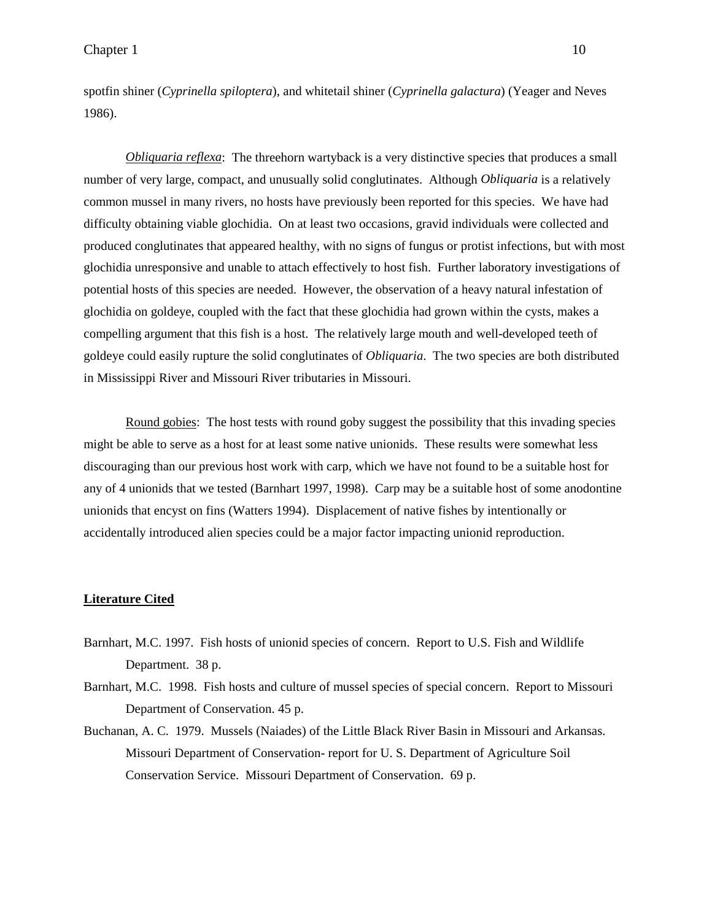spotfin shiner (*Cyprinella spiloptera*), and whitetail shiner (*Cyprinella galactura*) (Yeager and Neves 1986).

*Obliquaria reflexa*: The threehorn wartyback is a very distinctive species that produces a small number of very large, compact, and unusually solid conglutinates. Although *Obliquaria* is a relatively common mussel in many rivers, no hosts have previously been reported for this species. We have had difficulty obtaining viable glochidia. On at least two occasions, gravid individuals were collected and produced conglutinates that appeared healthy, with no signs of fungus or protist infections, but with most glochidia unresponsive and unable to attach effectively to host fish. Further laboratory investigations of potential hosts of this species are needed. However, the observation of a heavy natural infestation of glochidia on goldeye, coupled with the fact that these glochidia had grown within the cysts, makes a compelling argument that this fish is a host. The relatively large mouth and well-developed teeth of goldeye could easily rupture the solid conglutinates of *Obliquaria*. The two species are both distributed in Mississippi River and Missouri River tributaries in Missouri.

Round gobies: The host tests with round goby suggest the possibility that this invading species might be able to serve as a host for at least some native unionids. These results were somewhat less discouraging than our previous host work with carp, which we have not found to be a suitable host for any of 4 unionids that we tested (Barnhart 1997, 1998). Carp may be a suitable host of some anodontine unionids that encyst on fins (Watters 1994). Displacement of native fishes by intentionally or accidentally introduced alien species could be a major factor impacting unionid reproduction.

## Literature Cited

Barnhart, M.C. 1997. Fish hosts of unionid species of concern. Report to U.S. Fish and Wildlife Department. 38 p.

Barnhart, M.C. 1998. Fish hosts and culture of mussel species of special concern. Report to Missouri Department of Conservation. 45 p.

Buchanan, A. C. 1979. Mussels (Naiades) of the Little Black River Basin in Missouri and Arkansas. Missouri Department of Conservation- report for U. S. Department of Agriculture Soil Conservation Service. Missouri Department of Conservation. 69 p.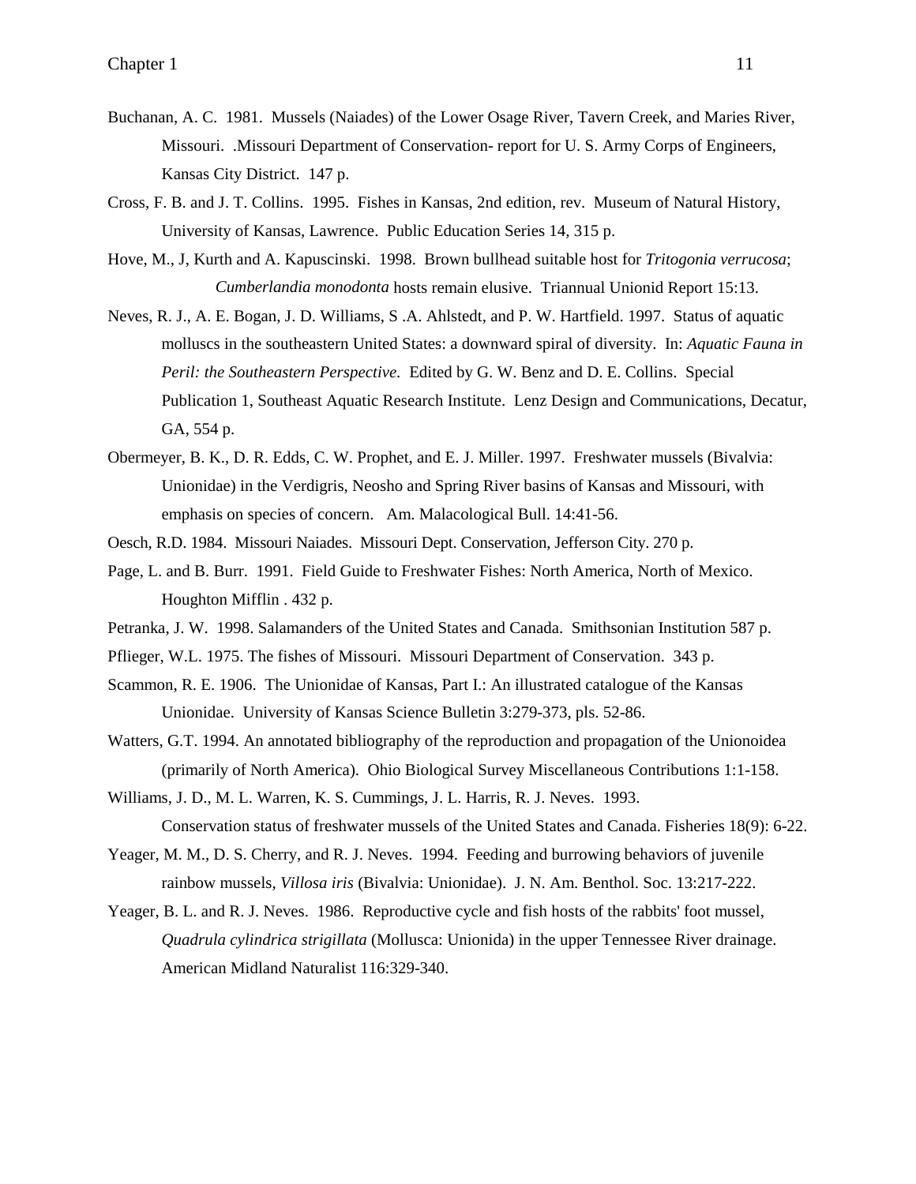Buchanan, A. C. 1981. Mussels (Naiades) of the Lower Osage River, Tavern Creek, and Maries River, Missouri. .Missouri Department of Conservation- report for U. S. Army Corps of Engineers, Kansas City District. 147 p.

Cross, F. B. and J. T. Collins. 1995. Fishes in Kansas, 2nd edition, rev. Museum of Natural History, University of Kansas, Lawrence. Public Education Series 14, 315 p.

Hove, M., J, Kurth and A. Kapuscinski. 1998. Brown bullhead suitable host for *Tritogonia verrucosa*; *Cumberlandia monodonta* hosts remain elusive. Triannual Unionid Report 15:13.

Neves, R. J., A. E. Bogan, J. D. Williams, S .A. Ahlstedt, and P. W. Hartfield. 1997. Status of aquatic molluscs in the southeastern United States: a downward spiral of diversity. In: *Aquatic Fauna in Peril: the Southeastern Perspective.* Edited by G. W. Benz and D. E. Collins. Special Publication 1, Southeast Aquatic Research Institute. Lenz Design and Communications, Decatur, GA, 554 p.

Obermeyer, B. K., D. R. Edds, C. W. Prophet, and E. J. Miller. 1997. Freshwater mussels (Bivalvia: Unionidae) in the Verdigris, Neosho and Spring River basins of Kansas and Missouri, with emphasis on species of concern. Am. Malacological Bull. 14:41-56.

Oesch, R.D. 1984. Missouri Naiades. Missouri Dept. Conservation, Jefferson City. 270 p.

Page, L. and B. Burr. 1991. Field Guide to Freshwater Fishes: North America, North of Mexico. Houghton Mifflin . 432 p.

Petranka, J. W. 1998. Salamanders of the United States and Canada. Smithsonian Institution 587 p.

Pflieger, W.L. 1975. The fishes of Missouri. Missouri Department of Conservation. 343 p.

Scammon, R. E. 1906. The Unionidae of Kansas, Part I.: An illustrated catalogue of the Kansas Unionidae. University of Kansas Science Bulletin 3:279-373, pls. 52-86.

Watters, G.T. 1994. An annotated bibliography of the reproduction and propagation of the Unionoidea (primarily of North America). Ohio Biological Survey Miscellaneous Contributions 1:1-158.

Williams, J. D., M. L. Warren, K. S. Cummings, J. L. Harris, R. J. Neves. 1993. Conservation status of freshwater mussels of the United States and Canada. Fisheries 18(9): 6-22.

Yeager, M. M., D. S. Cherry, and R. J. Neves. 1994. Feeding and burrowing behaviors of juvenile rainbow mussels, *Villosa iris* (Bivalvia: Unionidae). J. N. Am. Benthol. Soc. 13:217-222.

Yeager, B. L. and R. J. Neves. 1986. Reproductive cycle and fish hosts of the rabbits' foot mussel, *Quadrula cylindrica strigillata* (Mollusca: Unionida) in the upper Tennessee River drainage. American Midland Naturalist 116:329-340.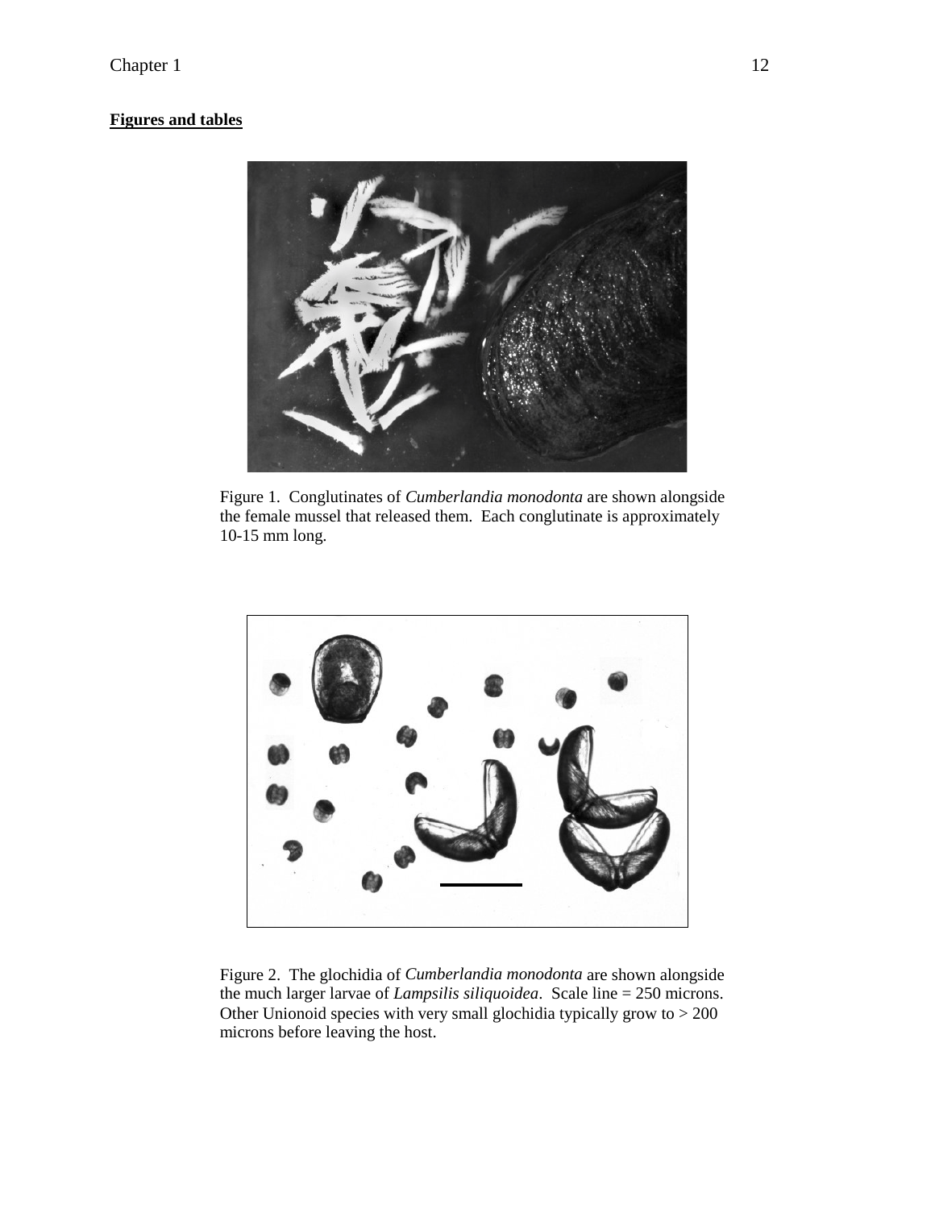**Figures and tables**

Figure 1. Conglutinates of *Cumberlandia monodonta* are shown alongside the female mussel that released them. Each conglutinate is approximately 10-15 mm long.

Figure 2. The glochidia of *Cumberlandia monodonta* are shown alongside the much larger larvae of *Lampsilis siliquoidea*. Scale line = 250 microns. Other Unionoid species with very small glochidia typically grow to > 200 microns before leaving the host.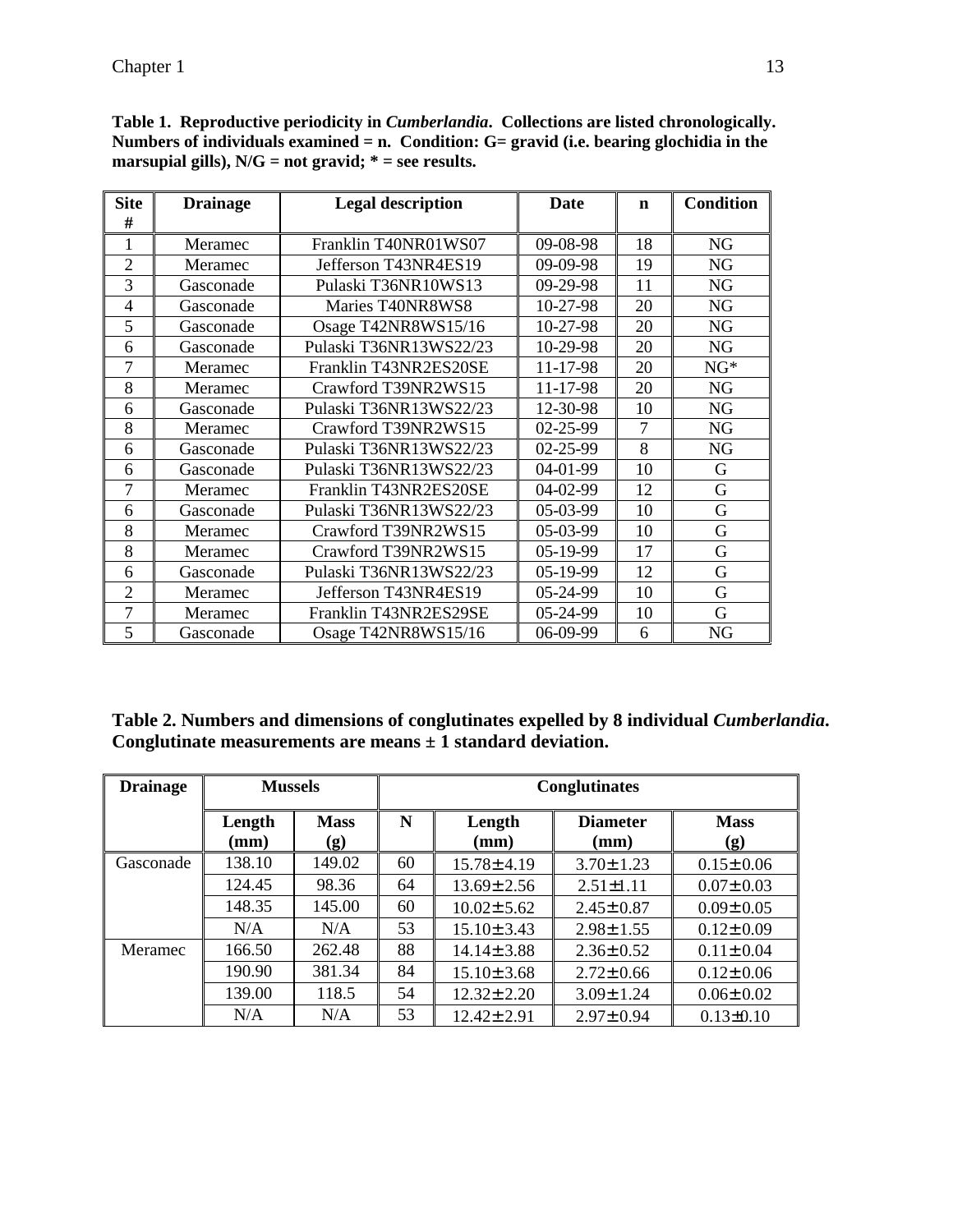**Table 1. Reproductive periodicity in *Cumberlandia*. Collections are listed chronologically. Numbers of individuals examined = n. Condition: G= gravid (i.e. bearing glochidia in the marsupial gills), N/G = not gravid; * = see results.**

| Site # | Drainage | Legal description | Date | n | Condition |
|---|---|---|---|---|---|
| 1 | Meramec | Franklin T40NR01WS07 | 09-08-98 | 18 | NG |
| 2 | Meramec | Jefferson T43NR4ES19 | 09-09-98 | 19 | NG |
| 3 | Gasconade | Pulaski T36NR10WS13 | 09-29-98 | 11 | NG |
| 4 | Gasconade | Maries T40NR8WS8 | 10-27-98 | 20 | NG |
| 5 | Gasconade | Osage T42NR8WS15/16 | 10-27-98 | 20 | NG |
| 6 | Gasconade | Pulaski T36NR13WS22/23 | 10-29-98 | 20 | NG |
| 7 | Meramec | Franklin T43NR2ES20SE | 11-17-98 | 20 | NG* |
| 8 | Meramec | Crawford T39NR2WS15 | 11-17-98 | 20 | NG |
| 6 | Gasconade | Pulaski T36NR13WS22/23 | 12-30-98 | 10 | NG |
| 8 | Meramec | Crawford T39NR2WS15 | 02-25-99 | 7 | NG |
| 6 | Gasconade | Pulaski T36NR13WS22/23 | 02-25-99 | 8 | NG |
| 6 | Gasconade | Pulaski T36NR13WS22/23 | 04-01-99 | 10 | G |
| 7 | Meramec | Franklin T43NR2ES20SE | 04-02-99 | 12 | G |
| 6 | Gasconade | Pulaski T36NR13WS22/23 | 05-03-99 | 10 | G |
| 8 | Meramec | Crawford T39NR2WS15 | 05-03-99 | 10 | G |
| 8 | Meramec | Crawford T39NR2WS15 | 05-19-99 | 17 | G |
| 6 | Gasconade | Pulaski T36NR13WS22/23 | 05-19-99 | 12 | G |
| 2 | Meramec | Jefferson T43NR4ES19 | 05-24-99 | 10 | G |
| 7 | Meramec | Franklin T43NR2ES29SE | 05-24-99 | 10 | G |
| 5 | Gasconade | Osage T42NR8WS15/16 | 06-09-99 | 6 | NG |

**Table 2. Numbers and dimensions of conglutinates expelled by 8 individual *Cumberlandia*. Conglutinate measurements are means ± 1 standard deviation.**

| Drainage | Mussels | | Conglutinates | | | |
|---|---|---|---|---|---|---|
| | Length (mm) | Mass (g) | N | Length (mm) | Diameter (mm) | Mass (g) |
| Gasconade | 138.10 | 149.02 | 60 | 15.78 ± 4.19 | 3.70 ± 1.23 | 0.15 ± 0.06 |
| | 124.45 | 98.36 | 64 | 13.69 ± 2.56 | 2.51 ± 1.11 | 0.07 ± 0.03 |
| | 148.35 | 145.00 | 60 | 10.02 ± 5.62 | 2.45 ± 0.87 | 0.09 ± 0.05 |
| | N/A | N/A | 53 | 15.10 ± 3.43 | 2.98 ± 1.55 | 0.12 ± 0.09 |
| Meramec | 166.50 | 262.48 | 88 | 14.14 ± 3.88 | 2.36 ± 0.52 | 0.11 ± 0.04 |
| | 190.90 | 381.34 | 84 | 15.10 ± 3.68 | 2.72 ± 0.66 | 0.12 ± 0.06 |
| | 139.00 | 118.5 | 54 | 12.32 ± 2.20 | 3.09 ± 1.24 | 0.06 ± 0.02 |
| | N/A | N/A | 53 | 12.42 ± 2.91 | 2.97 ± 0.94 | 0.13 ± 0.10 |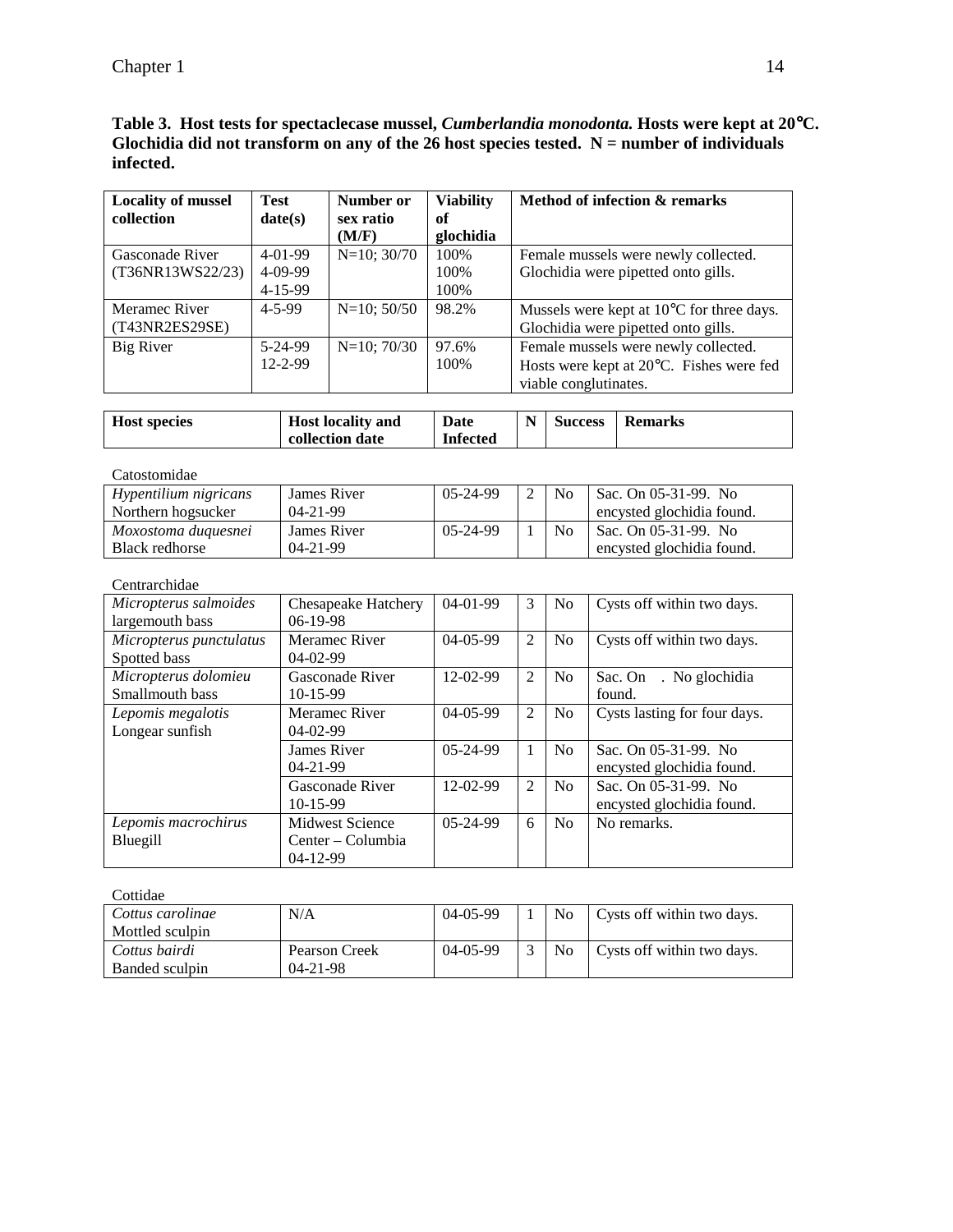**Table 3. Host tests for spectaclecase mussel, *Cumberlandia monodonta.* Hosts were kept at 20°C. Glochidia did not transform on any of the 26 host species tested. N = number of individuals infected.**

| Locality of mussel collection | Test date(s) | Number or sex ratio (M/F) | Viability of glochidia | Method of infection & remarks |
|---|---|---|---|---|
| Gasconade River (T36NR13WS22/23) | 4-01-99<br>4-09-99<br>4-15-99 | N=10; 30/70 | 100%<br>100%<br>100% | Female mussels were newly collected. Glochidia were pipetted onto gills. |
| Meramec River (T43NR2ES29SE) | 4-5-99 | N=10; 50/50 | 98.2% | Mussels were kept at 10°C for three days. Glochidia were pipetted onto gills. |
| Big River | 5-24-99<br>12-2-99 | N=10; 70/30 | 97.6%<br>100% | Female mussels were newly collected. Hosts were kept at 20°C. Fishes were fed viable conglutinates. |

| Host species | Host locality and collection date | Date Infected | N | Success | Remarks |
|---|---|---|---|---|---|
| Catostomidae | | | | | |
| *Hypentilium nigricans* Northern hogsucker | James River 04-21-99 | 05-24-99 | 2 | No | Sac. On 05-31-99. No encysted glochidia found. |
| *Moxostoma duquesnei* Black redhorse | James River 04-21-99 | 05-24-99 | 1 | No | Sac. On 05-31-99. No encysted glochidia found. |
| Centrarchidae | | | | | |
| *Micropterus salmoides* largemouth bass | Chesapeake Hatchery 06-19-98 | 04-01-99 | 3 | No | Cysts off within two days. |
| *Micropterus punctulatus* Spotted bass | Meramec River 04-02-99 | 04-05-99 | 2 | No | Cysts off within two days. |
| *Micropterus dolomieu* Smallmouth bass | Gasconade River 10-15-99 | 12-02-99 | 2 | No | Sac. On . No glochidia found. |
| *Lepomis megalotis* Longear sunfish | Meramec River 04-02-99 | 04-05-99 | 2 | No | Cysts lasting for four days. |
| | James River 04-21-99 | 05-24-99 | 1 | No | Sac. On 05-31-99. No encysted glochidia found. |
| | Gasconade River 10-15-99 | 12-02-99 | 2 | No | Sac. On 05-31-99. No encysted glochidia found. |
| *Lepomis macrochirus* Bluegill | Midwest Science Center – Columbia 04-12-99 | 05-24-99 | 6 | No | No remarks. |
| Cottidae | | | | | |
| *Cottus carolinae* Mottled sculpin | N/A | 04-05-99 | 1 | No | Cysts off within two days. |
| *Cottus bairdi* Banded sculpin | Pearson Creek 04-21-98 | 04-05-99 | 3 | No | Cysts off within two days. |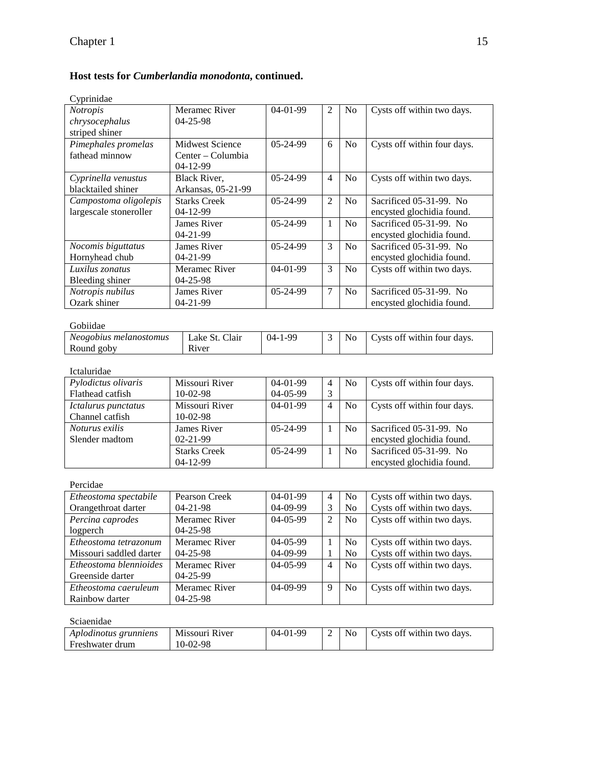**Host tests for *Cumberlandia monodonta*, continued.**

Cyprinidae

| | | | | | |
|---|---|---|---|---|---|
| *Notropis chrysocephalus* striped shiner | Meramec River 04-25-98 | 04-01-99 | 2 | No | Cysts off within two days. |
| *Pimephales promelas* fathead minnow | Midwest Science Center – Columbia 04-12-99 | 05-24-99 | 6 | No | Cysts off within four days. |
| *Cyprinella venustus* blacktailed shiner | Black River, Arkansas, 05-21-99 | 05-24-99 | 4 | No | Cysts off within two days. |
| *Campostoma oligolepis* largescale stoneroller | Starks Creek 04-12-99 | 05-24-99 | 2 | No | Sacrificed 05-31-99. No encysted glochidia found. |
| | James River 04-21-99 | 05-24-99 | 1 | No | Sacrificed 05-31-99. No encysted glochidia found. |
| *Nocomis biguttatus* Hornyhead chub | James River 04-21-99 | 05-24-99 | 3 | No | Sacrificed 05-31-99. No encysted glochidia found. |
| *Luxilus zonatus* Bleeding shiner | Meramec River 04-25-98 | 04-01-99 | 3 | No | Cysts off within two days. |
| *Notropis nubilus* Ozark shiner | James River 04-21-99 | 05-24-99 | 7 | No | Sacrificed 05-31-99. No encysted glochidia found. |

Gobiidae

| | | | | | |
|---|---|---|---|---|---|
| *Neogobius melanostomus* Round goby | Lake St. Clair River | 04-1-99 | 3 | No | Cysts off within four days. |

Ictaluridae

| | | | | | |
|---|---|---|---|---|---|
| *Pylodictus olivaris* Flathead catfish | Missouri River 10-02-98 | 04-01-99 04-05-99 | 4 3 | No | Cysts off within four days. |
| *Ictalurus punctatus* Channel catfish | Missouri River 10-02-98 | 04-01-99 | 4 | No | Cysts off within four days. |
| *Noturus exilis* Slender madtom | James River 02-21-99 | 05-24-99 | 1 | No | Sacrificed 05-31-99. No encysted glochidia found. |
| | Starks Creek 04-12-99 | 05-24-99 | 1 | No | Sacrificed 05-31-99. No encysted glochidia found. |

Percidae

| | | | | | |
|---|---|---|---|---|---|
| *Etheostoma spectabile* Orangethroat darter | Pearson Creek 04-21-98 | 04-01-99 04-09-99 | 4 3 | No No | Cysts off within two days. Cysts off within two days. |
| *Percina caprodes* logperch | Meramec River 04-25-98 | 04-05-99 | 2 | No | Cysts off within two days. |
| *Etheostoma tetrazonum* Missouri saddled darter | Meramec River 04-25-98 | 04-05-99 04-09-99 | 1 1 | No No | Cysts off within two days. Cysts off within two days. |
| *Etheostoma blennioides* Greenside darter | Meramec River 04-25-99 | 04-05-99 | 4 | No | Cysts off within two days. |
| *Etheostoma caeruleum* Rainbow darter | Meramec River 04-25-98 | 04-09-99 | 9 | No | Cysts off within two days. |

Sciaenidae

| | | | | | |
|---|---|---|---|---|---|
| *Aplodinotus grunniens* Freshwater drum | Missouri River 10-02-98 | 04-01-99 | 2 | No | Cysts off within two days. |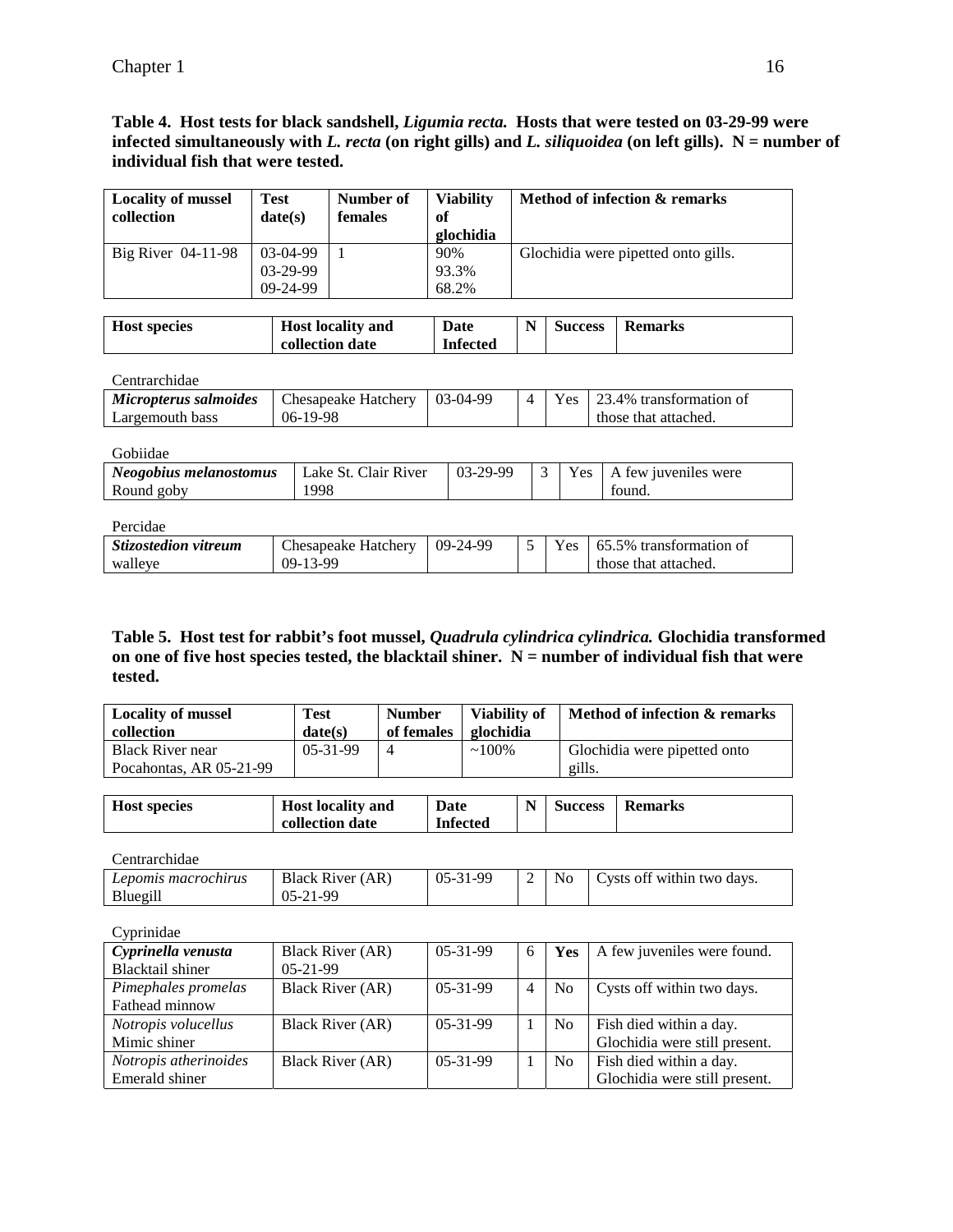**Table 4. Host tests for black sandshell, *Ligumia recta.* Hosts that were tested on 03-29-99 were infected simultaneously with *L. recta* (on right gills) and *L. siliquoidea* (on left gills). N = number of individual fish that were tested.**

| Locality of mussel collection | Test date(s) | Number of females | Viability of glochidia | Method of infection & remarks |
|---|---|---|---|---|
| Big River 04-11-98 | 03-04-99<br>03-29-99<br>09-24-99 | 1 | 90%<br>93.3%<br>68.2% | Glochidia were pipetted onto gills. |

| Host species | Host locality and collection date | Date Infected | N | Success | Remarks |
|---|---|---|---|---|---|
| Centrarchidae | | | | | |
| ***Micropterus salmoides***<br>Largemouth bass | Chesapeake Hatchery<br>06-19-98 | 03-04-99 | 4 | Yes | 23.4% transformation of those that attached. |
| Gobiidae | | | | | |
| ***Neogobius melanostomus***<br>Round goby | Lake St. Clair River<br>1998 | 03-29-99 | 3 | Yes | A few juveniles were found. |
| Percidae | | | | | |
| ***Stizostedion vitreum***<br>walleye | Chesapeake Hatchery<br>09-13-99 | 09-24-99 | 5 | Yes | 65.5% transformation of those that attached. |

**Table 5. Host test for rabbit's foot mussel, *Quadrula cylindrica cylindrica.* Glochidia transformed on one of five host species tested, the blacktail shiner. N = number of individual fish that were tested.**

| Locality of mussel collection | Test date(s) | Number of females | Viability of glochidia | Method of infection & remarks |
|---|---|---|---|---|
| Black River near Pocahontas, AR 05-21-99 | 05-31-99 | 4 | ~100% | Glochidia were pipetted onto gills. |

| Host species | Host locality and collection date | Date Infected | N | Success | Remarks |
|---|---|---|---|---|---|
| Centrarchidae | | | | | |
| *Lepomis macrochirus*<br>Bluegill | Black River (AR)<br>05-21-99 | 05-31-99 | 2 | No | Cysts off within two days. |
| Cyprinidae | | | | | |
| ***Cyprinella venusta***<br>Blacktail shiner | Black River (AR)<br>05-21-99 | 05-31-99 | 6 | **Yes** | A few juveniles were found. |
| *Pimephales promelas*<br>Fathead minnow | Black River (AR) | 05-31-99 | 4 | No | Cysts off within two days. |
| *Notropis volucellus*<br>Mimic shiner | Black River (AR) | 05-31-99 | 1 | No | Fish died within a day. Glochidia were still present. |
| *Notropis atherinoides*<br>Emerald shiner | Black River (AR) | 05-31-99 | 1 | No | Fish died within a day. Glochidia were still present. |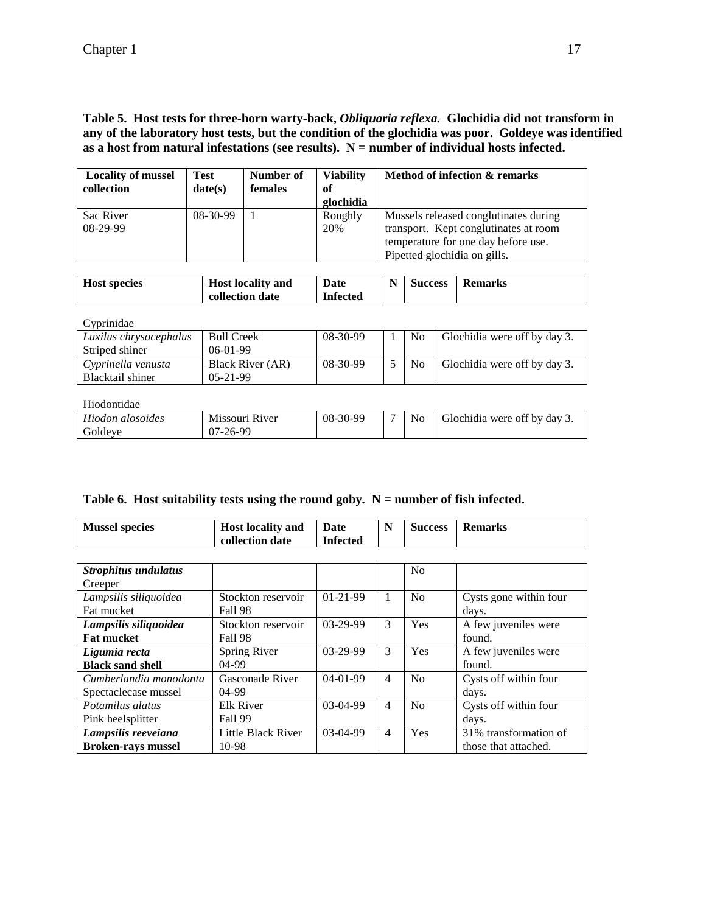**Table 5. Host tests for three-horn warty-back, *Obliquaria reflexa.* Glochidia did not transform in any of the laboratory host tests, but the condition of the glochidia was poor. Goldeye was identified as a host from natural infestations (see results). N = number of individual hosts infected.**

| Locality of mussel collection | Test date(s) | Number of females | Viability of glochidia | Method of infection & remarks |
|---|---|---|---|---|
| Sac River 08-29-99 | 08-30-99 | 1 | Roughly 20% | Mussels released conglutinates during transport. Kept conglutinates at room temperature for one day before use. Pipetted glochidia on gills. |

| Host species | Host locality and collection date | Date Infected | N | Success | Remarks |
|---|---|---|---|---|---|
| Cyprinidae | | | | | |
| *Luxilus chrysocephalus* Striped shiner | Bull Creek 06-01-99 | 08-30-99 | 1 | No | Glochidia were off by day 3. |
| *Cyprinella venusta* Blacktail shiner | Black River (AR) 05-21-99 | 08-30-99 | 5 | No | Glochidia were off by day 3. |
| Hiodontidae | | | | | |
| *Hiodon alosoides* Goldeye | Missouri River 07-26-99 | 08-30-99 | 7 | No | Glochidia were off by day 3. |

**Table 6. Host suitability tests using the round goby. N = number of fish infected.**

| Mussel species | Host locality and collection date | Date Infected | N | Success | Remarks |
|---|---|---|---|---|---|
| ***Strophitus undulatus*** Creeper | | | | No | |
| *Lampsilis siliquoidea* Fat mucket | Stockton reservoir Fall 98 | 01-21-99 | 1 | No | Cysts gone within four days. |
| ***Lampsilis siliquoidea*** **Fat mucket** | Stockton reservoir Fall 98 | 03-29-99 | 3 | Yes | A few juveniles were found. |
| ***Ligumia recta*** **Black sand shell** | Spring River 04-99 | 03-29-99 | 3 | Yes | A few juveniles were found. |
| *Cumberlandia monodonta* Spectaclecase mussel | Gasconade River 04-99 | 04-01-99 | 4 | No | Cysts off within four days. |
| *Potamilus alatus* Pink heelsplitter | Elk River Fall 99 | 03-04-99 | 4 | No | Cysts off within four days. |
| ***Lampsilis reeveiana*** **Broken-rays mussel** | Little Black River 10-98 | 03-04-99 | 4 | Yes | 31% transformation of those that attached. |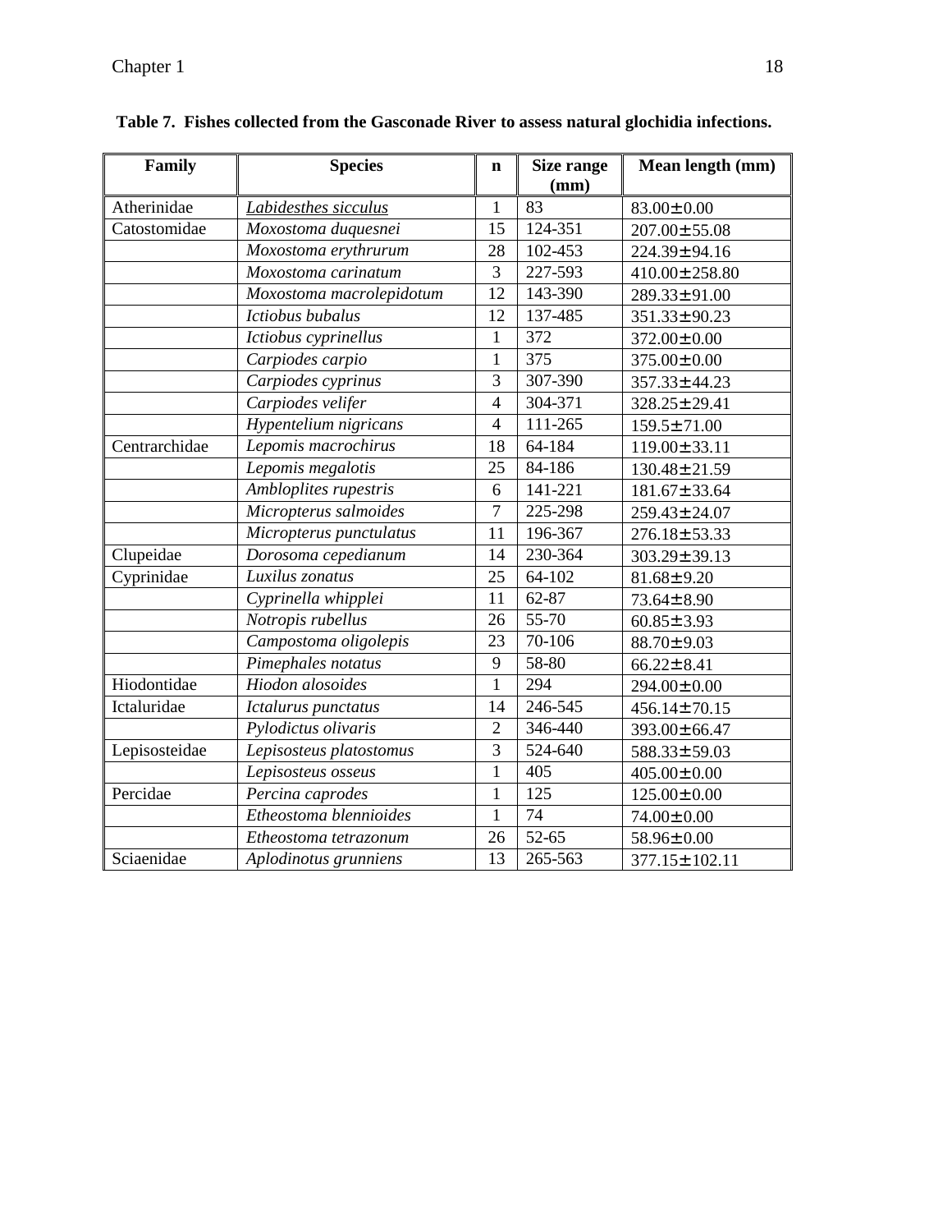**Table 7. Fishes collected from the Gasconade River to assess natural glochidia infections.**

| Family | Species | n | Size range (mm) | Mean length (mm) |
|---|---|---|---|---|
| Atherinidae | *Labidesthes sicculus* | 1 | 83 | 83.00± 0.00 |
| Catostomidae | *Moxostoma duquesnei* | 15 | 124-351 | 207.00± 55.08 |
| | *Moxostoma erythrurum* | 28 | 102-453 | 224.39± 94.16 |
| | *Moxostoma carinatum* | 3 | 227-593 | 410.00± 258.80 |
| | *Moxostoma macrolepidotum* | 12 | 143-390 | 289.33± 91.00 |
| | *Ictiobus bubalus* | 12 | 137-485 | 351.33± 90.23 |
| | *Ictiobus cyprinellus* | 1 | 372 | 372.00± 0.00 |
| | *Carpiodes carpio* | 1 | 375 | 375.00± 0.00 |
| | *Carpiodes cyprinus* | 3 | 307-390 | 357.33± 44.23 |
| | *Carpiodes velifer* | 4 | 304-371 | 328.25± 29.41 |
| | *Hypentelium nigricans* | 4 | 111-265 | 159.5± 71.00 |
| Centrarchidae | *Lepomis macrochirus* | 18 | 64-184 | 119.00± 33.11 |
| | *Lepomis megalotis* | 25 | 84-186 | 130.48± 21.59 |
| | *Ambloplites rupestris* | 6 | 141-221 | 181.67± 33.64 |
| | *Micropterus salmoides* | 7 | 225-298 | 259.43± 24.07 |
| | *Micropterus punctulatus* | 11 | 196-367 | 276.18± 53.33 |
| Clupeidae | *Dorosoma cepedianum* | 14 | 230-364 | 303.29± 39.13 |
| Cyprinidae | *Luxilus zonatus* | 25 | 64-102 | 81.68± 9.20 |
| | *Cyprinella whipplei* | 11 | 62-87 | 73.64± 8.90 |
| | *Notropis rubellus* | 26 | 55-70 | 60.85± 3.93 |
| | *Campostoma oligolepis* | 23 | 70-106 | 88.70± 9.03 |
| | *Pimephales notatus* | 9 | 58-80 | 66.22± 8.41 |
| Hiodontidae | *Hiodon alosoides* | 1 | 294 | 294.00± 0.00 |
| Ictaluridae | *Ictalurus punctatus* | 14 | 246-545 | 456.14± 70.15 |
| | *Pylodictus olivaris* | 2 | 346-440 | 393.00± 66.47 |
| Lepisosteidae | *Lepisosteus platostomus* | 3 | 524-640 | 588.33± 59.03 |
| | *Lepisosteus osseus* | 1 | 405 | 405.00± 0.00 |
| Percidae | *Percina caprodes* | 1 | 125 | 125.00± 0.00 |
| | *Etheostoma blennioides* | 1 | 74 | 74.00± 0.00 |
| | *Etheostoma tetrazonum* | 26 | 52-65 | 58.96± 0.00 |
| Sciaenidae | *Aplodinotus grunniens* | 13 | 265-563 | 377.15± 102.11 |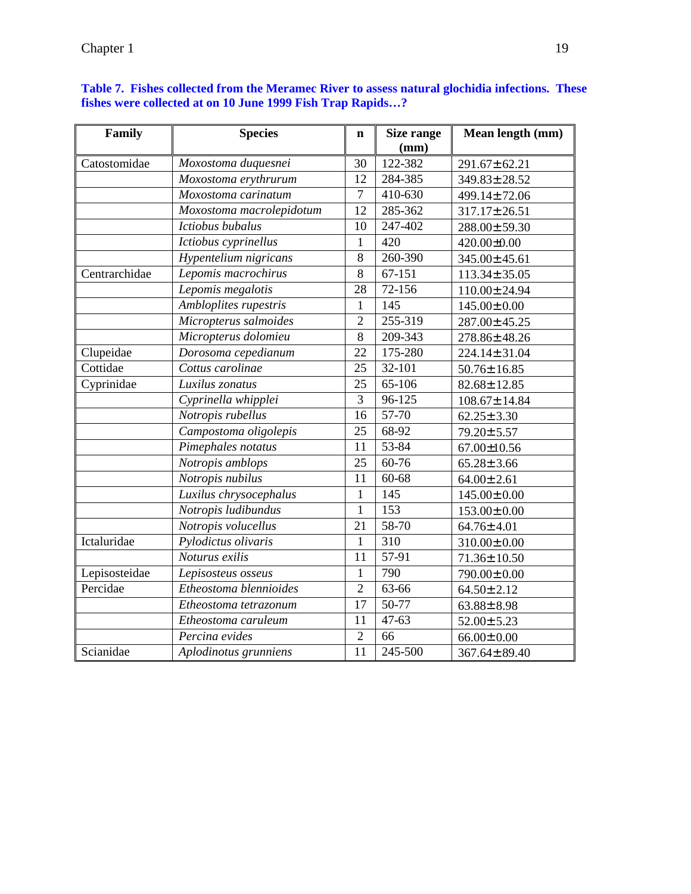**Table 7. Fishes collected from the Meramec River to assess natural glochidia infections. These fishes were collected at on 10 June 1999 Fish Trap Rapids…?**

| Family | Species | n | Size range (mm) | Mean length (mm) |
|---|---|---|---|---|
| Catostomidae | *Moxostoma duquesnei* | 30 | 122-382 | 291.67±62.21 |
| | *Moxostoma erythrurum* | 12 | 284-385 | 349.83±28.52 |
| | *Moxostoma carinatum* | 7 | 410-630 | 499.14±72.06 |
| | *Moxostoma macrolepidotum* | 12 | 285-362 | 317.17±26.51 |
| | *Ictiobus bubalus* | 10 | 247-402 | 288.00±59.30 |
| | *Ictiobus cyprinellus* | 1 | 420 | 420.00±0.00 |
| | *Hypentelium nigricans* | 8 | 260-390 | 345.00±45.61 |
| Centrarchidae | *Lepomis macrochirus* | 8 | 67-151 | 113.34±35.05 |
| | *Lepomis megalotis* | 28 | 72-156 | 110.00±24.94 |
| | *Ambloplites rupestris* | 1 | 145 | 145.00±0.00 |
| | *Micropterus salmoides* | 2 | 255-319 | 287.00±45.25 |
| | *Micropterus dolomieu* | 8 | 209-343 | 278.86±48.26 |
| Clupeidae | *Dorosoma cepedianum* | 22 | 175-280 | 224.14±31.04 |
| Cottidae | *Cottus carolinae* | 25 | 32-101 | 50.76±16.85 |
| Cyprinidae | *Luxilus zonatus* | 25 | 65-106 | 82.68±12.85 |
| | *Cyprinella whipplei* | 3 | 96-125 | 108.67±14.84 |
| | *Notropis rubellus* | 16 | 57-70 | 62.25±3.30 |
| | *Campostoma oligolepis* | 25 | 68-92 | 79.20±5.57 |
| | *Pimephales notatus* | 11 | 53-84 | 67.00±10.56 |
| | *Notropis amblops* | 25 | 60-76 | 65.28±3.66 |
| | *Notropis nubilus* | 11 | 60-68 | 64.00±2.61 |
| | *Luxilus chrysocephalus* | 1 | 145 | 145.00±0.00 |
| | *Notropis ludibundus* | 1 | 153 | 153.00±0.00 |
| | *Notropis volucellus* | 21 | 58-70 | 64.76±4.01 |
| Ictaluridae | *Pylodictus olivaris* | 1 | 310 | 310.00±0.00 |
| | *Noturus exilis* | 11 | 57-91 | 71.36±10.50 |
| Lepisosteidae | *Lepisosteus osseus* | 1 | 790 | 790.00±0.00 |
| Percidae | *Etheostoma blennioides* | 2 | 63-66 | 64.50±2.12 |
| | *Etheostoma tetrazonum* | 17 | 50-77 | 63.88±8.98 |
| | *Etheostoma caruleum* | 11 | 47-63 | 52.00±5.23 |
| | *Percina evides* | 2 | 66 | 66.00±0.00 |
| Scianidae | *Aplodinotus grunniens* | 11 | 245-500 | 367.64±89.40 |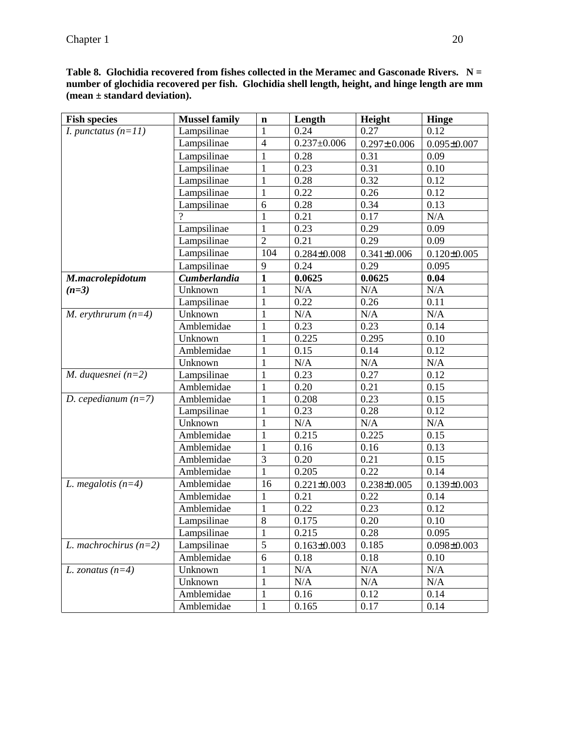**Table 8. Glochidia recovered from fishes collected in the Meramec and Gasconade Rivers. N = number of glochidia recovered per fish. Glochidia shell length, height, and hinge length are mm (mean ± standard deviation).**

| Fish species | Mussel family | n | Length | Height | Hinge |
|---|---|---|---|---|---|
| *I. punctatus (n=11)* | Lampsilinae | 1 | 0.24 | 0.27 | 0.12 |
| | Lampsilinae | 4 | 0.237±0.006 | 0.297± 0.006 | 0.095±0.007 |
| | Lampsilinae | 1 | 0.28 | 0.31 | 0.09 |
| | Lampsilinae | 1 | 0.23 | 0.31 | 0.10 |
| | Lampsilinae | 1 | 0.28 | 0.32 | 0.12 |
| | Lampsilinae | 1 | 0.22 | 0.26 | 0.12 |
| | Lampsilinae | 6 | 0.28 | 0.34 | 0.13 |
| | ? | 1 | 0.21 | 0.17 | N/A |
| | Lampsilinae | 1 | 0.23 | 0.29 | 0.09 |
| | Lampsilinae | 2 | 0.21 | 0.29 | 0.09 |
| | Lampsilinae | 104 | 0.284±0.008 | 0.341±0.006 | 0.120±0.005 |
| | Lampsilinae | 9 | 0.24 | 0.29 | 0.095 |
| ***M.macrolepidotum (n=3)*** | ***Cumberlandia*** | **1** | **0.0625** | **0.0625** | **0.04** |
| | Unknown | 1 | N/A | N/A | N/A |
| | Lampsilinae | 1 | 0.22 | 0.26 | 0.11 |
| *M. erythrurum (n=4)* | Unknown | 1 | N/A | N/A | N/A |
| | Amblemidae | 1 | 0.23 | 0.23 | 0.14 |
| | Unknown | 1 | 0.225 | 0.295 | 0.10 |
| | Amblemidae | 1 | 0.15 | 0.14 | 0.12 |
| | Unknown | 1 | N/A | N/A | N/A |
| *M. duquesnei (n=2)* | Lampsilinae | 1 | 0.23 | 0.27 | 0.12 |
| | Amblemidae | 1 | 0.20 | 0.21 | 0.15 |
| *D. cepedianum (n=7)* | Amblemidae | 1 | 0.208 | 0.23 | 0.15 |
| | Lampsilinae | 1 | 0.23 | 0.28 | 0.12 |
| | Unknown | 1 | N/A | N/A | N/A |
| | Amblemidae | 1 | 0.215 | 0.225 | 0.15 |
| | Amblemidae | 1 | 0.16 | 0.16 | 0.13 |
| | Amblemidae | 3 | 0.20 | 0.21 | 0.15 |
| | Amblemidae | 1 | 0.205 | 0.22 | 0.14 |
| *L. megalotis (n=4)* | Amblemidae | 16 | 0.221±0.003 | 0.238±0.005 | 0.139±0.003 |
| | Amblemidae | 1 | 0.21 | 0.22 | 0.14 |
| | Amblemidae | 1 | 0.22 | 0.23 | 0.12 |
| | Lampsilinae | 8 | 0.175 | 0.20 | 0.10 |
| | Lampsilinae | 1 | 0.215 | 0.28 | 0.095 |
| *L. machrochirus (n=2)* | Lampsilinae | 5 | 0.163±0.003 | 0.185 | 0.098±0.003 |
| | Amblemidae | 6 | 0.18 | 0.18 | 0.10 |
| *L. zonatus (n=4)* | Unknown | 1 | N/A | N/A | N/A |
| | Unknown | 1 | N/A | N/A | N/A |
| | Amblemidae | 1 | 0.16 | 0.12 | 0.14 |
| | Amblemidae | 1 | 0.165 | 0.17 | 0.14 |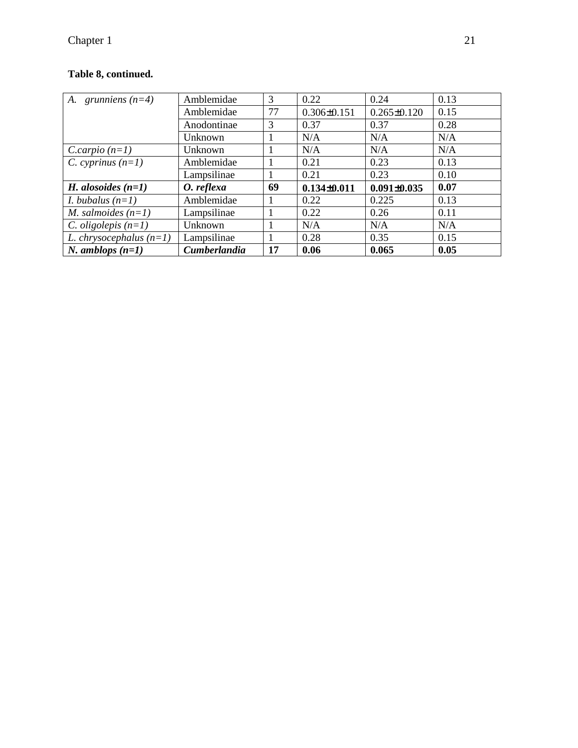**Table 8, continued.**

| | | | | | |
|---|---|---|---|---|---|
| *A. grunniens (n=4)* | Amblemidae | 3 | 0.22 | 0.24 | 0.13 |
| | Amblemidae | 77 | 0.306±0.151 | 0.265±0.120 | 0.15 |
| | Anodontinae | 3 | 0.37 | 0.37 | 0.28 |
| | Unknown | 1 | N/A | N/A | N/A |
| *C.carpio (n=1)* | Unknown | 1 | N/A | N/A | N/A |
| *C. cyprinus (n=1)* | Amblemidae | 1 | 0.21 | 0.23 | 0.13 |
| | Lampsilinae | 1 | 0.21 | 0.23 | 0.10 |
| ***H. alosoides (n=1)*** | ***O. reflexa*** | **69** | **0.134±0.011** | **0.091±0.035** | **0.07** |
| *I. bubalus (n=1)* | Amblemidae | 1 | 0.22 | 0.225 | 0.13 |
| *M. salmoides (n=1)* | Lampsilinae | 1 | 0.22 | 0.26 | 0.11 |
| *C. oligolepis (n=1)* | Unknown | 1 | N/A | N/A | N/A |
| *L. chrysocephalus (n=1)* | Lampsilinae | 1 | 0.28 | 0.35 | 0.15 |
| ***N. amblops (n=1)*** | ***Cumberlandia*** | **17** | **0.06** | **0.065** | **0.05** |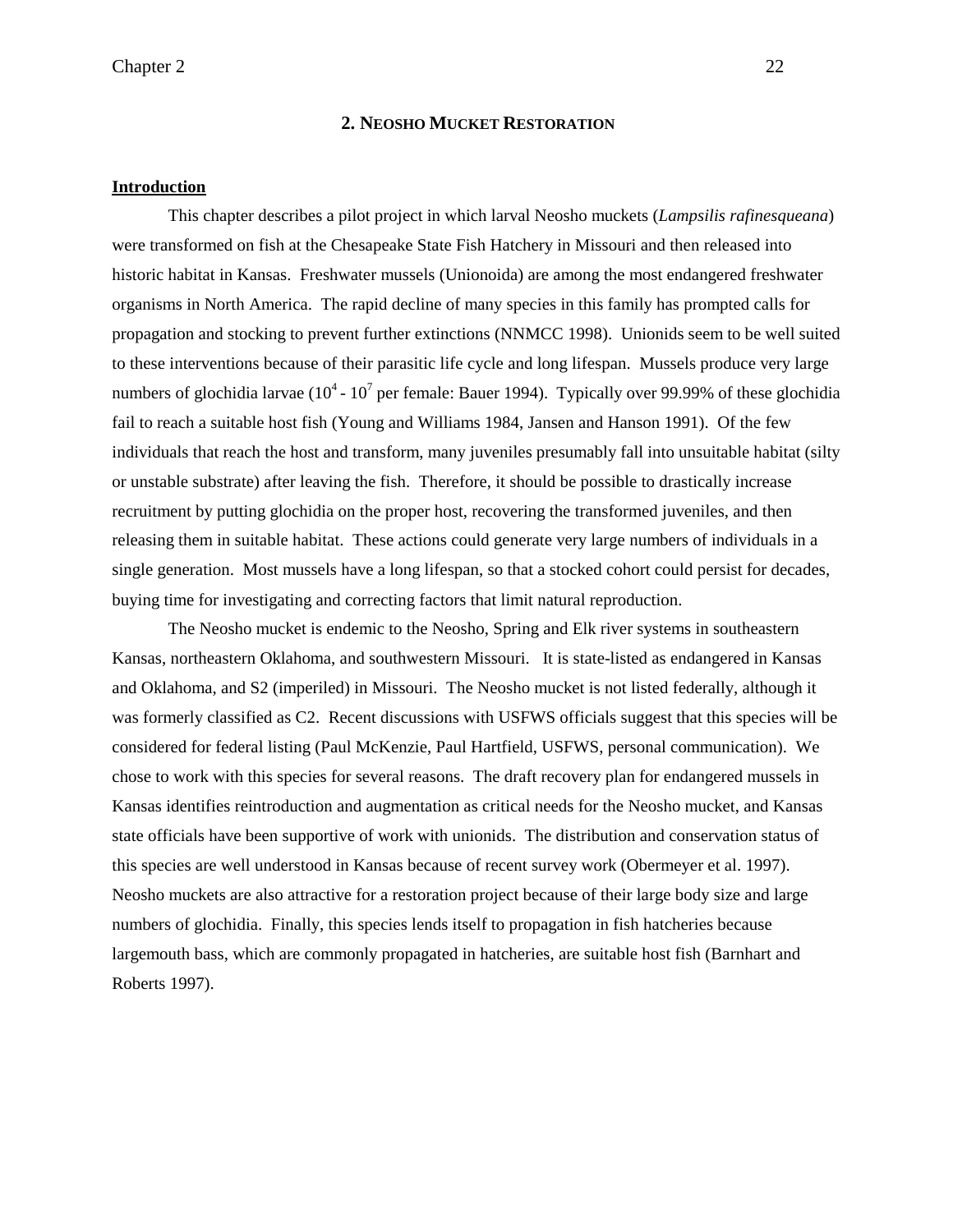## 2. Neosho Mucket Restoration

### Introduction

This chapter describes a pilot project in which larval Neosho muckets (*Lampsilis rafinesqueana*) were transformed on fish at the Chesapeake State Fish Hatchery in Missouri and then released into historic habitat in Kansas. Freshwater mussels (Unionoida) are among the most endangered freshwater organisms in North America. The rapid decline of many species in this family has prompted calls for propagation and stocking to prevent further extinctions (NNMCC 1998). Unionids seem to be well suited to these interventions because of their parasitic life cycle and long lifespan. Mussels produce very large numbers of glochidia larvae ($10^4$ - $10^7$ per female: Bauer 1994). Typically over 99.99% of these glochidia fail to reach a suitable host fish (Young and Williams 1984, Jansen and Hanson 1991). Of the few individuals that reach the host and transform, many juveniles presumably fall into unsuitable habitat (silty or unstable substrate) after leaving the fish. Therefore, it should be possible to drastically increase recruitment by putting glochidia on the proper host, recovering the transformed juveniles, and then releasing them in suitable habitat. These actions could generate very large numbers of individuals in a single generation. Most mussels have a long lifespan, so that a stocked cohort could persist for decades, buying time for investigating and correcting factors that limit natural reproduction.

The Neosho mucket is endemic to the Neosho, Spring and Elk river systems in southeastern Kansas, northeastern Oklahoma, and southwestern Missouri. It is state-listed as endangered in Kansas and Oklahoma, and S2 (imperiled) in Missouri. The Neosho mucket is not listed federally, although it was formerly classified as C2. Recent discussions with USFWS officials suggest that this species will be considered for federal listing (Paul McKenzie, Paul Hartfield, USFWS, personal communication). We chose to work with this species for several reasons. The draft recovery plan for endangered mussels in Kansas identifies reintroduction and augmentation as critical needs for the Neosho mucket, and Kansas state officials have been supportive of work with unionids. The distribution and conservation status of this species are well understood in Kansas because of recent survey work (Obermeyer et al. 1997). Neosho muckets are also attractive for a restoration project because of their large body size and large numbers of glochidia. Finally, this species lends itself to propagation in fish hatcheries because largemouth bass, which are commonly propagated in hatcheries, are suitable host fish (Barnhart and Roberts 1997).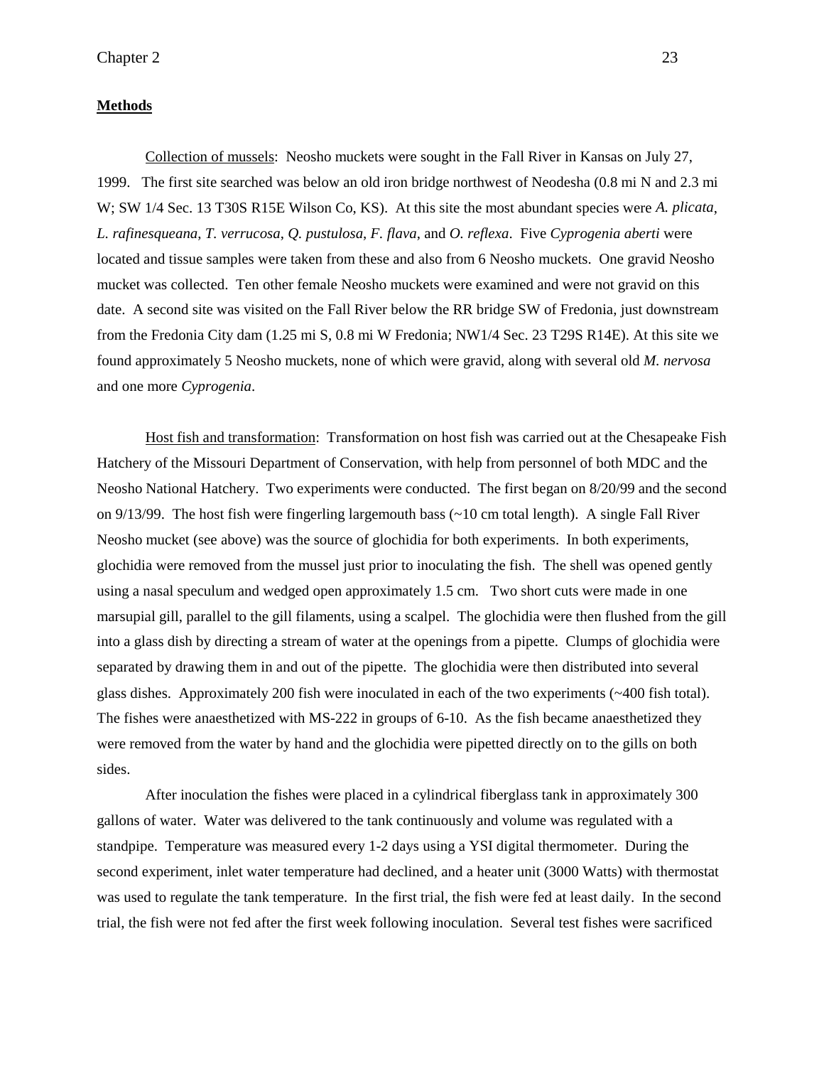**Methods**

Collection of mussels: Neosho muckets were sought in the Fall River in Kansas on July 27, 1999. The first site searched was below an old iron bridge northwest of Neodesha (0.8 mi N and 2.3 mi W; SW 1/4 Sec. 13 T30S R15E Wilson Co, KS). At this site the most abundant species were *A. plicata*, *L. rafinesqueana*, *T. verrucosa*, *Q. pustulosa*, *F. flava*, and *O. reflexa*. Five *Cyprogenia aberti* were located and tissue samples were taken from these and also from 6 Neosho muckets. One gravid Neosho mucket was collected. Ten other female Neosho muckets were examined and were not gravid on this date. A second site was visited on the Fall River below the RR bridge SW of Fredonia, just downstream from the Fredonia City dam (1.25 mi S, 0.8 mi W Fredonia; NW1/4 Sec. 23 T29S R14E). At this site we found approximately 5 Neosho muckets, none of which were gravid, along with several old *M. nervosa* and one more *Cyprogenia*.

Host fish and transformation: Transformation on host fish was carried out at the Chesapeake Fish Hatchery of the Missouri Department of Conservation, with help from personnel of both MDC and the Neosho National Hatchery. Two experiments were conducted. The first began on 8/20/99 and the second on 9/13/99. The host fish were fingerling largemouth bass (~10 cm total length). A single Fall River Neosho mucket (see above) was the source of glochidia for both experiments. In both experiments, glochidia were removed from the mussel just prior to inoculating the fish. The shell was opened gently using a nasal speculum and wedged open approximately 1.5 cm. Two short cuts were made in one marsupial gill, parallel to the gill filaments, using a scalpel. The glochidia were then flushed from the gill into a glass dish by directing a stream of water at the openings from a pipette. Clumps of glochidia were separated by drawing them in and out of the pipette. The glochidia were then distributed into several glass dishes. Approximately 200 fish were inoculated in each of the two experiments (~400 fish total). The fishes were anaesthetized with MS-222 in groups of 6-10. As the fish became anaesthetized they were removed from the water by hand and the glochidia were pipetted directly on to the gills on both sides.

After inoculation the fishes were placed in a cylindrical fiberglass tank in approximately 300 gallons of water. Water was delivered to the tank continuously and volume was regulated with a standpipe. Temperature was measured every 1-2 days using a YSI digital thermometer. During the second experiment, inlet water temperature had declined, and a heater unit (3000 Watts) with thermostat was used to regulate the tank temperature. In the first trial, the fish were fed at least daily. In the second trial, the fish were not fed after the first week following inoculation. Several test fishes were sacrificed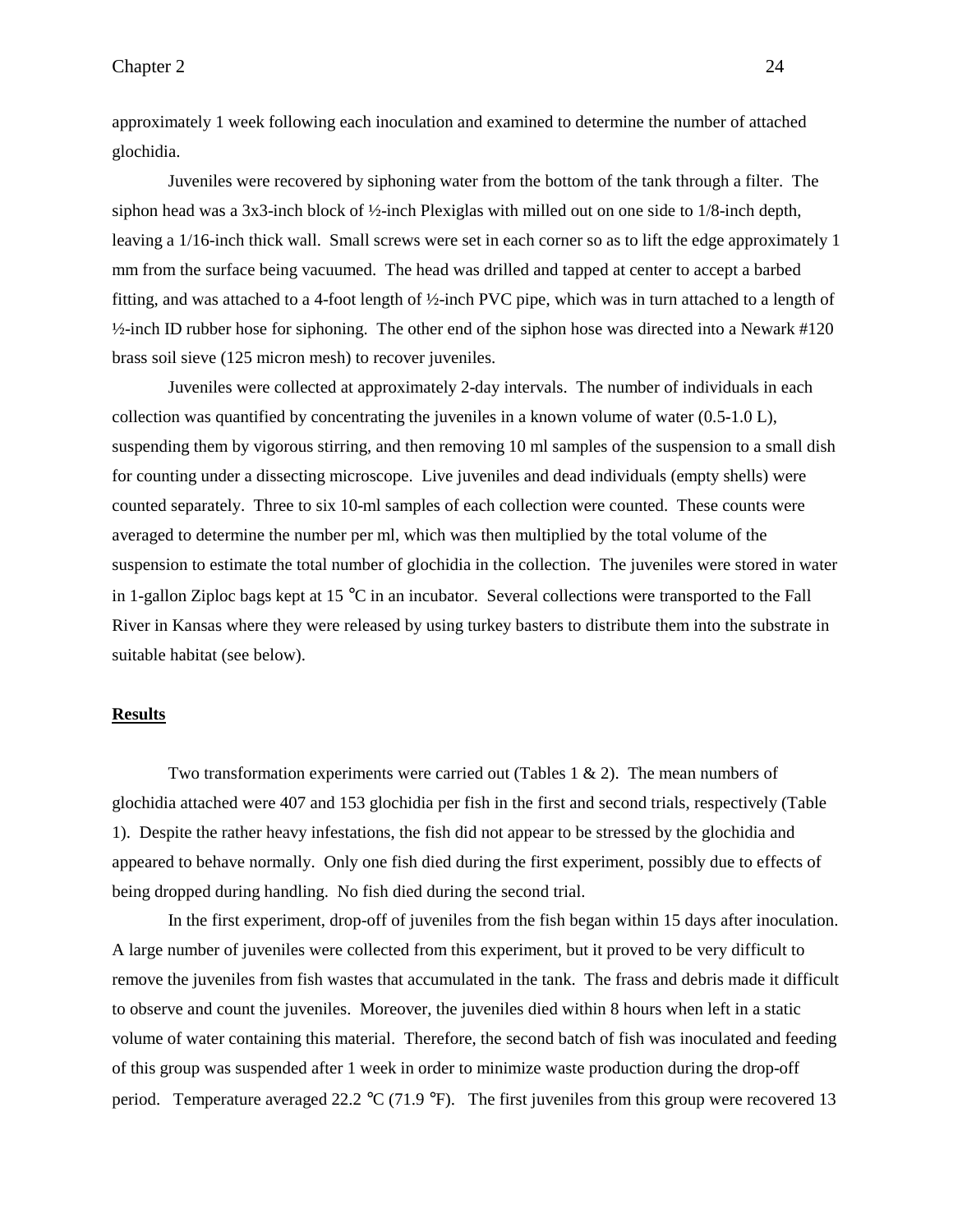approximately 1 week following each inoculation and examined to determine the number of attached glochidia.

Juveniles were recovered by siphoning water from the bottom of the tank through a filter. The siphon head was a 3x3-inch block of ½-inch Plexiglas with milled out on one side to 1/8-inch depth, leaving a 1/16-inch thick wall. Small screws were set in each corner so as to lift the edge approximately 1 mm from the surface being vacuumed. The head was drilled and tapped at center to accept a barbed fitting, and was attached to a 4-foot length of ½-inch PVC pipe, which was in turn attached to a length of ½-inch ID rubber hose for siphoning. The other end of the siphon hose was directed into a Newark #120 brass soil sieve (125 micron mesh) to recover juveniles.

Juveniles were collected at approximately 2-day intervals. The number of individuals in each collection was quantified by concentrating the juveniles in a known volume of water (0.5-1.0 L), suspending them by vigorous stirring, and then removing 10 ml samples of the suspension to a small dish for counting under a dissecting microscope. Live juveniles and dead individuals (empty shells) were counted separately. Three to six 10-ml samples of each collection were counted. These counts were averaged to determine the number per ml, which was then multiplied by the total volume of the suspension to estimate the total number of glochidia in the collection. The juveniles were stored in water in 1-gallon Ziploc bags kept at 15 °C in an incubator. Several collections were transported to the Fall River in Kansas where they were released by using turkey basters to distribute them into the substrate in suitable habitat (see below).

## Results

Two transformation experiments were carried out (Tables 1 & 2). The mean numbers of glochidia attached were 407 and 153 glochidia per fish in the first and second trials, respectively (Table 1). Despite the rather heavy infestations, the fish did not appear to be stressed by the glochidia and appeared to behave normally. Only one fish died during the first experiment, possibly due to effects of being dropped during handling. No fish died during the second trial.

In the first experiment, drop-off of juveniles from the fish began within 15 days after inoculation. A large number of juveniles were collected from this experiment, but it proved to be very difficult to remove the juveniles from fish wastes that accumulated in the tank. The frass and debris made it difficult to observe and count the juveniles. Moreover, the juveniles died within 8 hours when left in a static volume of water containing this material. Therefore, the second batch of fish was inoculated and feeding of this group was suspended after 1 week in order to minimize waste production during the drop-off period. Temperature averaged 22.2 °C (71.9 °F). The first juveniles from this group were recovered 13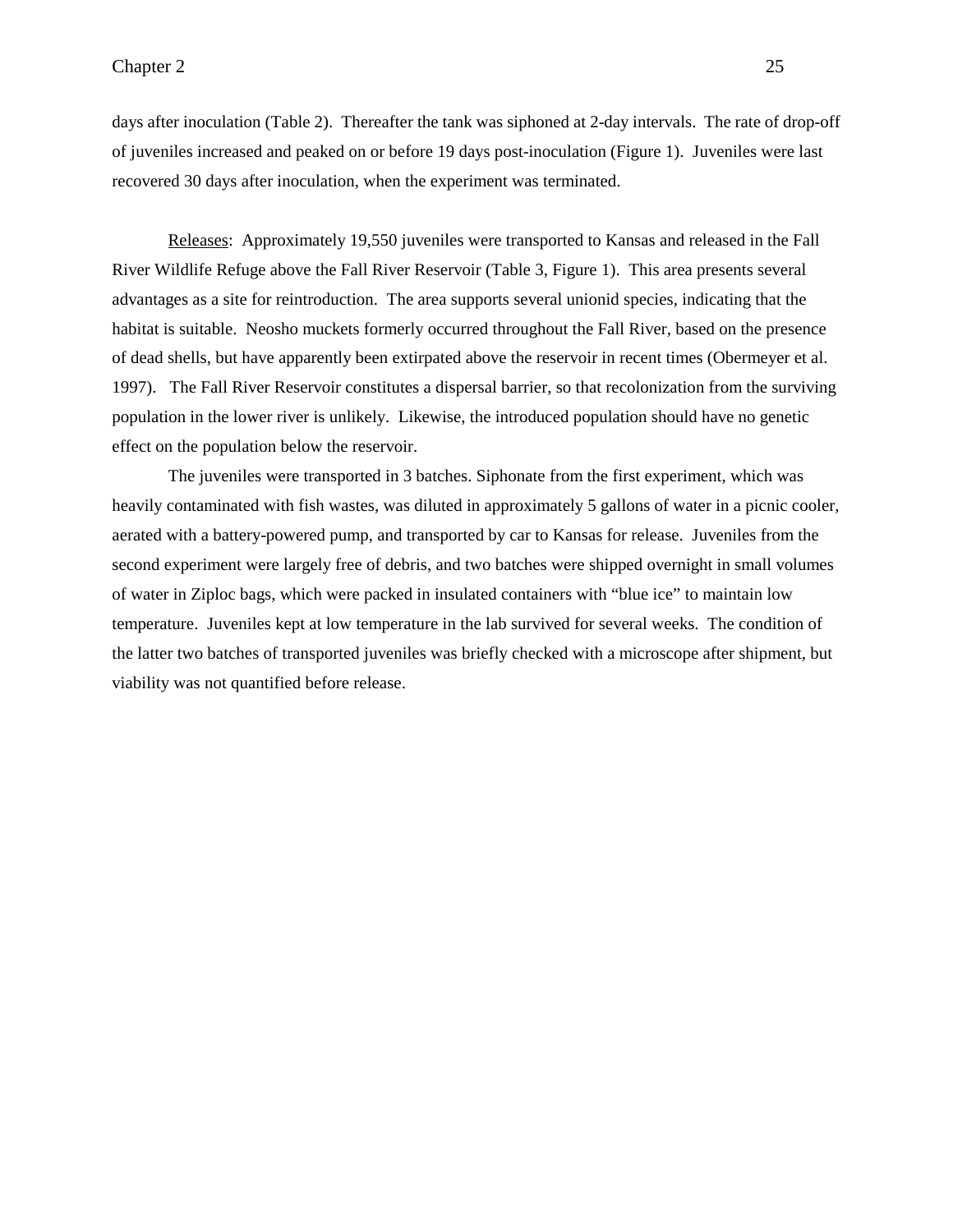days after inoculation (Table 2). Thereafter the tank was siphoned at 2-day intervals. The rate of drop-off of juveniles increased and peaked on or before 19 days post-inoculation (Figure 1). Juveniles were last recovered 30 days after inoculation, when the experiment was terminated.

Releases: Approximately 19,550 juveniles were transported to Kansas and released in the Fall River Wildlife Refuge above the Fall River Reservoir (Table 3, Figure 1). This area presents several advantages as a site for reintroduction. The area supports several unionid species, indicating that the habitat is suitable. Neosho muckets formerly occurred throughout the Fall River, based on the presence of dead shells, but have apparently been extirpated above the reservoir in recent times (Obermeyer et al. 1997). The Fall River Reservoir constitutes a dispersal barrier, so that recolonization from the surviving population in the lower river is unlikely. Likewise, the introduced population should have no genetic effect on the population below the reservoir.

The juveniles were transported in 3 batches. Siphonate from the first experiment, which was heavily contaminated with fish wastes, was diluted in approximately 5 gallons of water in a picnic cooler, aerated with a battery-powered pump, and transported by car to Kansas for release. Juveniles from the second experiment were largely free of debris, and two batches were shipped overnight in small volumes of water in Ziploc bags, which were packed in insulated containers with "blue ice" to maintain low temperature. Juveniles kept at low temperature in the lab survived for several weeks. The condition of the latter two batches of transported juveniles was briefly checked with a microscope after shipment, but viability was not quantified before release.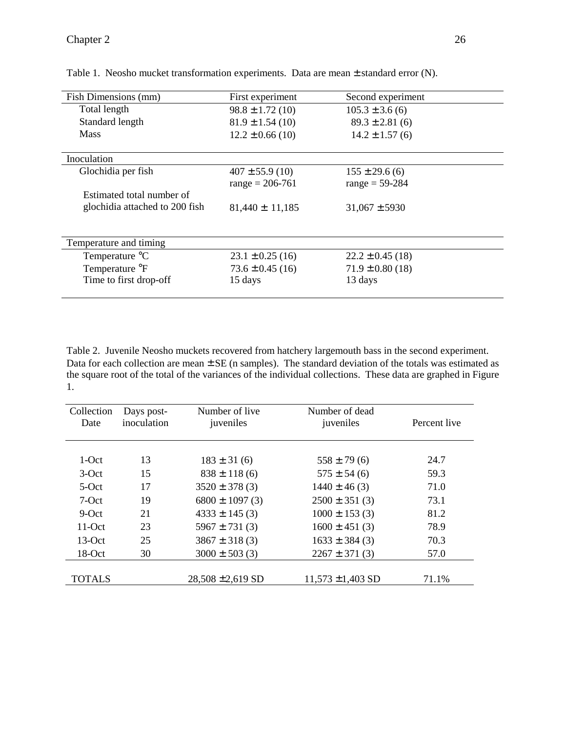Table 1. Neosho mucket transformation experiments. Data are mean ± standard error (N).

| Fish Dimensions (mm) | First experiment | Second experiment |
|---|---|---|
| Total length | 98.8 ± 1.72 (10) | 105.3 ± 3.6 (6) |
| Standard length | 81.9 ± 1.54 (10) | 89.3 ± 2.81 (6) |
| Mass | 12.2 ± 0.66 (10) | 14.2 ± 1.57 (6) |
| **Inoculation** | | |
| Glochidia per fish | 407 ± 55.9 (10)<br>range = 206-761 | 155 ± 29.6 (6)<br>range = 59-284 |
| Estimated total number of glochidia attached to 200 fish | 81,440 ± 11,185 | 31,067 ± 5930 |
| **Temperature and timing** | | |
| Temperature °C | 23.1 ± 0.25 (16) | 22.2 ± 0.45 (18) |
| Temperature °F | 73.6 ± 0.45 (16) | 71.9 ± 0.80 (18) |
| Time to first drop-off | 15 days | 13 days |

Table 2. Juvenile Neosho muckets recovered from hatchery largemouth bass in the second experiment. Data for each collection are mean ± SE (n samples). The standard deviation of the totals was estimated as the square root of the total of the variances of the individual collections. These data are graphed in Figure 1.

| Collection Date | Days post-inoculation | Number of live juveniles | Number of dead juveniles | Percent live |
|---|---|---|---|---|
| 1-Oct | 13 | 183 ± 31 (6) | 558 ± 79 (6) | 24.7 |
| 3-Oct | 15 | 838 ± 118 (6) | 575 ± 54 (6) | 59.3 |
| 5-Oct | 17 | 3520 ± 378 (3) | 1440 ± 46 (3) | 71.0 |
| 7-Oct | 19 | 6800 ± 1097 (3) | 2500 ± 351 (3) | 73.1 |
| 9-Oct | 21 | 4333 ± 145 (3) | 1000 ± 153 (3) | 81.2 |
| 11-Oct | 23 | 5967 ± 731 (3) | 1600 ± 451 (3) | 78.9 |
| 13-Oct | 25 | 3867 ± 318 (3) | 1633 ± 384 (3) | 70.3 |
| 18-Oct | 30 | 3000 ± 503 (3) | 2267 ± 371 (3) | 57.0 |
| TOTALS | | 28,508 ± 2,619 SD | 11,573 ± 1,403 SD | 71.1% |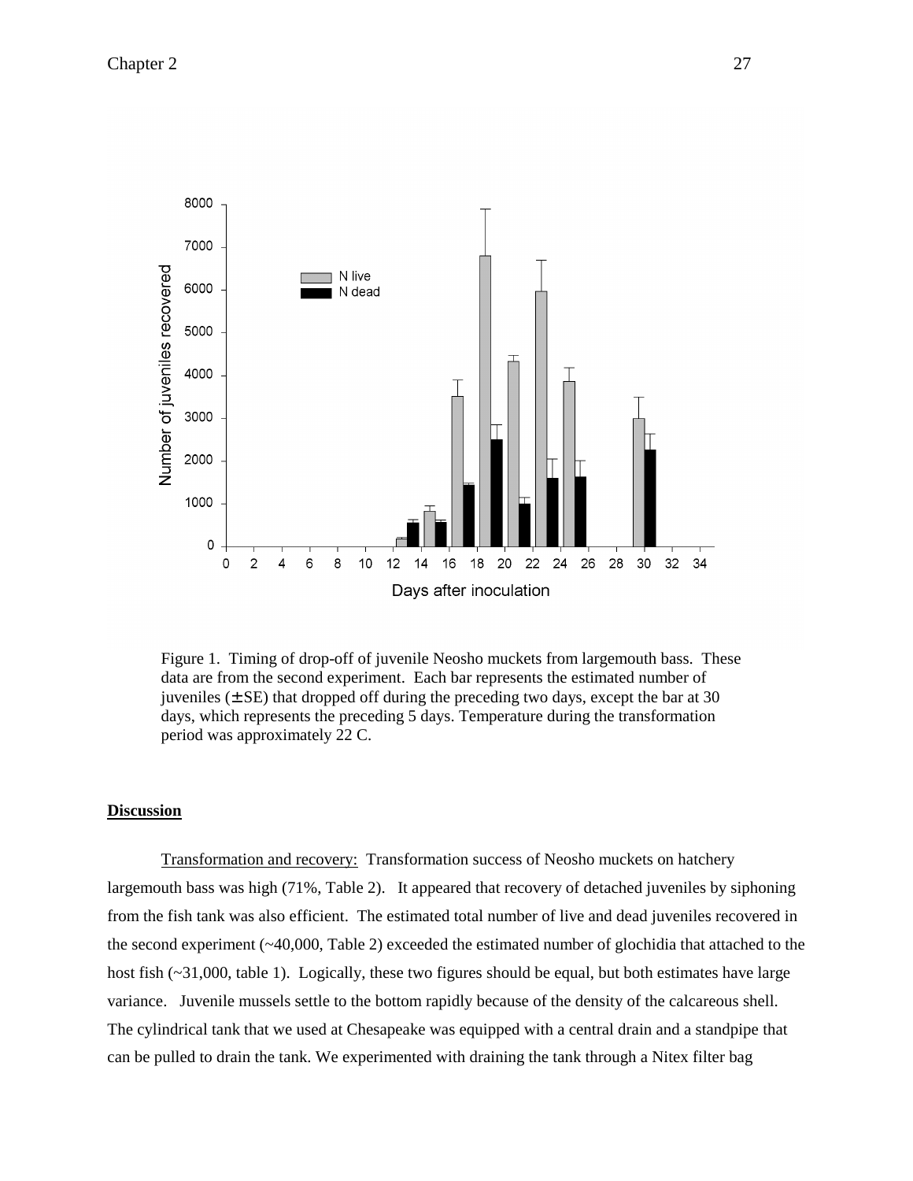8000

7000

6000

5000

4000

3000

2000

1000

0

Number of juveniles recovered

N live

N dead

0 2 4 6 8 10 12 14 16 18 20 22 24 26 28 30 32 34

Days after inoculation

Figure 1. Timing of drop-off of juvenile Neosho muckets from largemouth bass. These data are from the second experiment. Each bar represents the estimated number of juveniles (± SE) that dropped off during the preceding two days, except the bar at 30 days, which represents the preceding 5 days. Temperature during the transformation period was approximately 22 C.

## Discussion

Transformation and recovery: Transformation success of Neosho muckets on hatchery largemouth bass was high (71%, Table 2). It appeared that recovery of detached juveniles by siphoning from the fish tank was also efficient. The estimated total number of live and dead juveniles recovered in the second experiment (~40,000, Table 2) exceeded the estimated number of glochidia that attached to the host fish (~31,000, table 1). Logically, these two figures should be equal, but both estimates have large variance. Juvenile mussels settle to the bottom rapidly because of the density of the calcareous shell. The cylindrical tank that we used at Chesapeake was equipped with a central drain and a standpipe that can be pulled to drain the tank. We experimented with draining the tank through a Nitex filter bag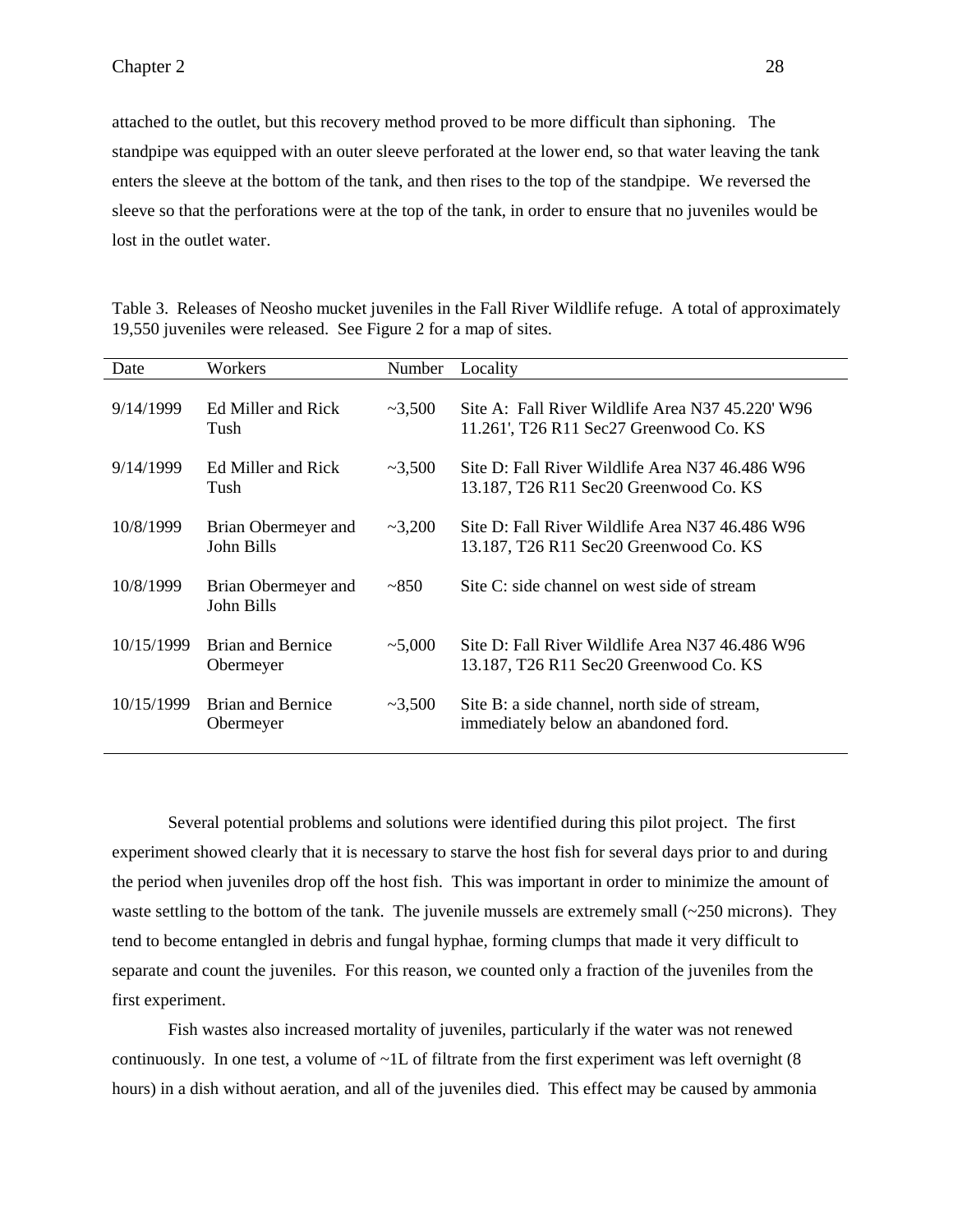attached to the outlet, but this recovery method proved to be more difficult than siphoning. The standpipe was equipped with an outer sleeve perforated at the lower end, so that water leaving the tank enters the sleeve at the bottom of the tank, and then rises to the top of the standpipe. We reversed the sleeve so that the perforations were at the top of the tank, in order to ensure that no juveniles would be lost in the outlet water.

Table 3. Releases of Neosho mucket juveniles in the Fall River Wildlife refuge. A total of approximately 19,550 juveniles were released. See Figure 2 for a map of sites.

| Date | Workers | Number | Locality |
|---|---|---|---|
| 9/14/1999 | Ed Miller and Rick Tush | ~3,500 | Site A: Fall River Wildlife Area N37 45.220' W96 11.261', T26 R11 Sec27 Greenwood Co. KS |
| 9/14/1999 | Ed Miller and Rick Tush | ~3,500 | Site D: Fall River Wildlife Area N37 46.486 W96 13.187, T26 R11 Sec20 Greenwood Co. KS |
| 10/8/1999 | Brian Obermeyer and John Bills | ~3,200 | Site D: Fall River Wildlife Area N37 46.486 W96 13.187, T26 R11 Sec20 Greenwood Co. KS |
| 10/8/1999 | Brian Obermeyer and John Bills | ~850 | Site C: side channel on west side of stream |
| 10/15/1999 | Brian and Bernice Obermeyer | ~5,000 | Site D: Fall River Wildlife Area N37 46.486 W96 13.187, T26 R11 Sec20 Greenwood Co. KS |
| 10/15/1999 | Brian and Bernice Obermeyer | ~3,500 | Site B: a side channel, north side of stream, immediately below an abandoned ford. |

Several potential problems and solutions were identified during this pilot project. The first experiment showed clearly that it is necessary to starve the host fish for several days prior to and during the period when juveniles drop off the host fish. This was important in order to minimize the amount of waste settling to the bottom of the tank. The juvenile mussels are extremely small (~250 microns). They tend to become entangled in debris and fungal hyphae, forming clumps that made it very difficult to separate and count the juveniles. For this reason, we counted only a fraction of the juveniles from the first experiment.

Fish wastes also increased mortality of juveniles, particularly if the water was not renewed continuously. In one test, a volume of ~1L of filtrate from the first experiment was left overnight (8 hours) in a dish without aeration, and all of the juveniles died. This effect may be caused by ammonia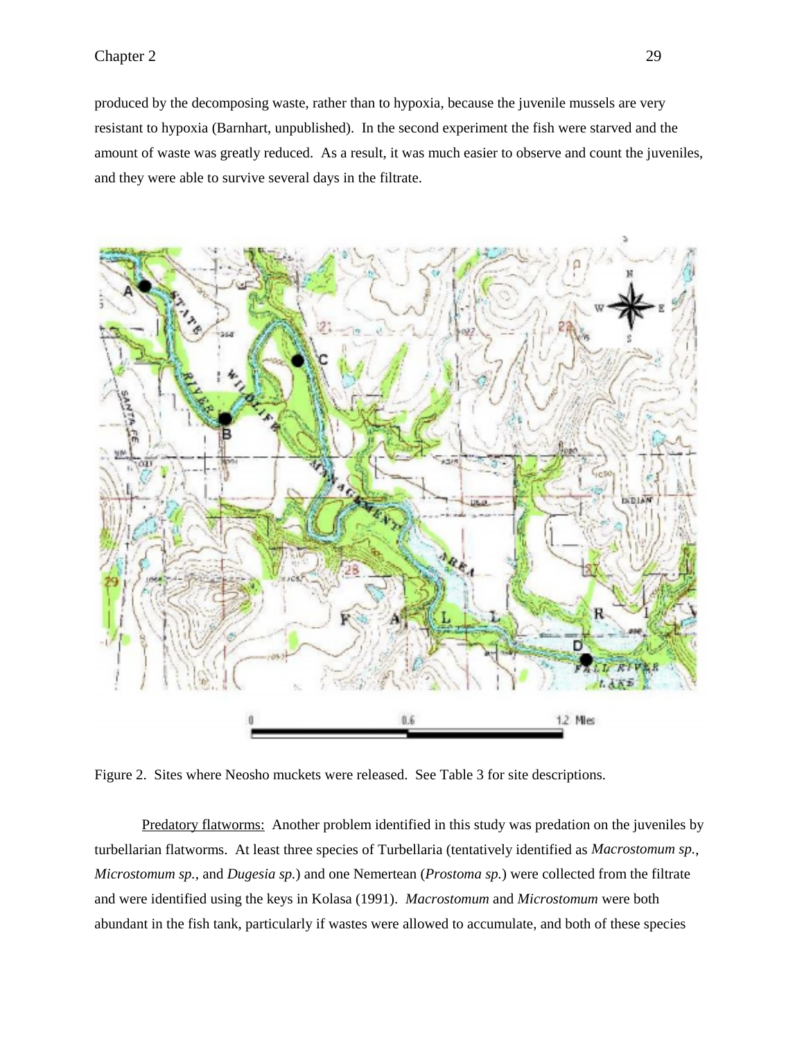produced by the decomposing waste, rather than to hypoxia, because the juvenile mussels are very resistant to hypoxia (Barnhart, unpublished). In the second experiment the fish were starved and the amount of waste was greatly reduced. As a result, it was much easier to observe and count the juveniles, and they were able to survive several days in the filtrate.

Figure 2. Sites where Neosho muckets were released. See Table 3 for site descriptions.

Predatory flatworms: Another problem identified in this study was predation on the juveniles by turbellarian flatworms. At least three species of Turbellaria (tentatively identified as *Macrostomum sp.*, *Microstomum sp.*, and *Dugesia sp.*) and one Nemertean (*Prostoma sp.*) were collected from the filtrate and were identified using the keys in Kolasa (1991). *Macrostomum* and *Microstomum* were both abundant in the fish tank, particularly if wastes were allowed to accumulate, and both of these species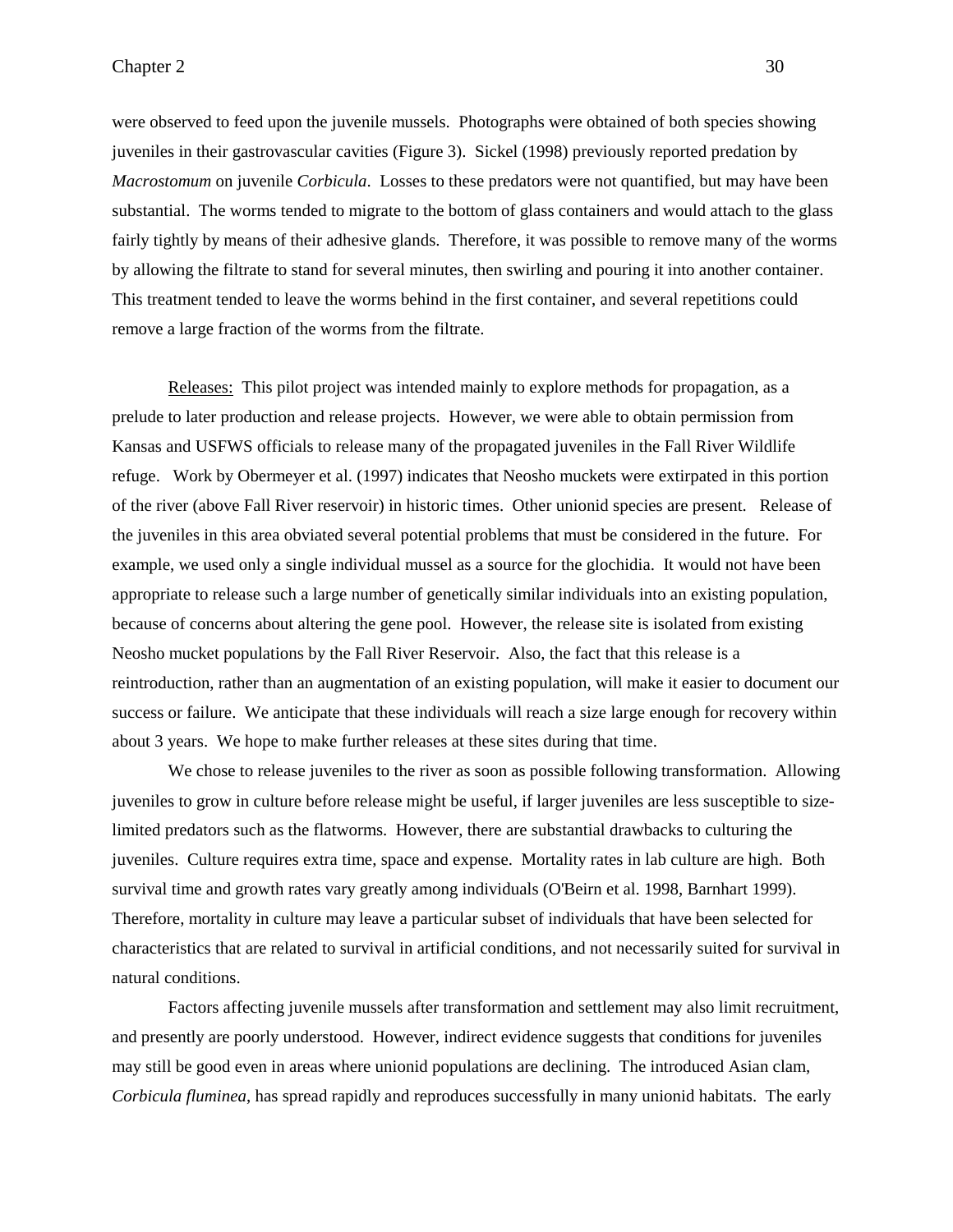were observed to feed upon the juvenile mussels. Photographs were obtained of both species showing juveniles in their gastrovascular cavities (Figure 3). Sickel (1998) previously reported predation by *Macrostomum* on juvenile *Corbicula*. Losses to these predators were not quantified, but may have been substantial. The worms tended to migrate to the bottom of glass containers and would attach to the glass fairly tightly by means of their adhesive glands. Therefore, it was possible to remove many of the worms by allowing the filtrate to stand for several minutes, then swirling and pouring it into another container. This treatment tended to leave the worms behind in the first container, and several repetitions could remove a large fraction of the worms from the filtrate.

<u>Releases:</u> This pilot project was intended mainly to explore methods for propagation, as a prelude to later production and release projects. However, we were able to obtain permission from Kansas and USFWS officials to release many of the propagated juveniles in the Fall River Wildlife refuge. Work by Obermeyer et al. (1997) indicates that Neosho muckets were extirpated in this portion of the river (above Fall River reservoir) in historic times. Other unionid species are present. Release of the juveniles in this area obviated several potential problems that must be considered in the future. For example, we used only a single individual mussel as a source for the glochidia. It would not have been appropriate to release such a large number of genetically similar individuals into an existing population, because of concerns about altering the gene pool. However, the release site is isolated from existing Neosho mucket populations by the Fall River Reservoir. Also, the fact that this release is a reintroduction, rather than an augmentation of an existing population, will make it easier to document our success or failure. We anticipate that these individuals will reach a size large enough for recovery within about 3 years. We hope to make further releases at these sites during that time.

We chose to release juveniles to the river as soon as possible following transformation. Allowing juveniles to grow in culture before release might be useful, if larger juveniles are less susceptible to size-limited predators such as the flatworms. However, there are substantial drawbacks to culturing the juveniles. Culture requires extra time, space and expense. Mortality rates in lab culture are high. Both survival time and growth rates vary greatly among individuals (O'Beirn et al. 1998, Barnhart 1999). Therefore, mortality in culture may leave a particular subset of individuals that have been selected for characteristics that are related to survival in artificial conditions, and not necessarily suited for survival in natural conditions.

Factors affecting juvenile mussels after transformation and settlement may also limit recruitment, and presently are poorly understood. However, indirect evidence suggests that conditions for juveniles may still be good even in areas where unionid populations are declining. The introduced Asian clam, *Corbicula fluminea*, has spread rapidly and reproduces successfully in many unionid habitats. The early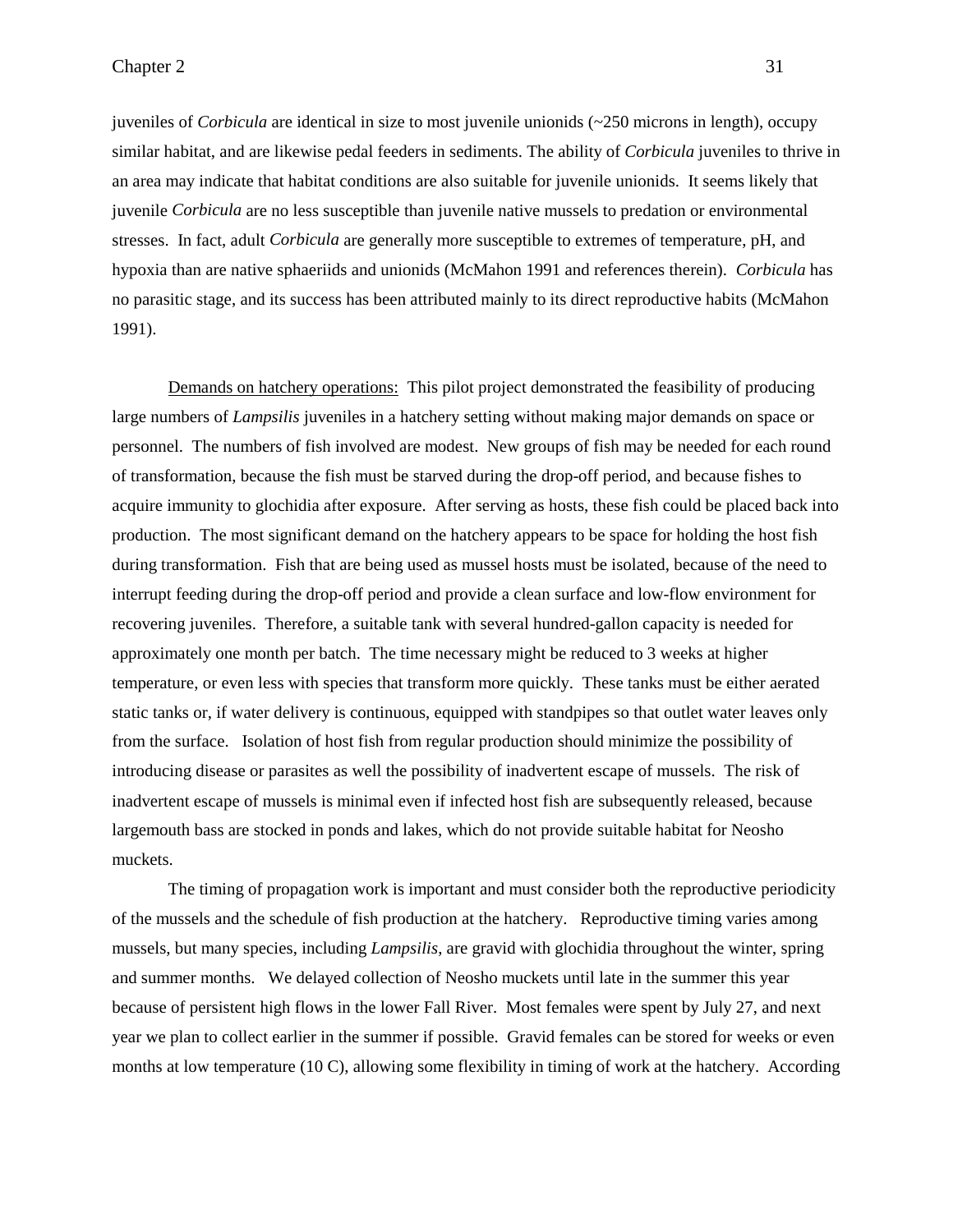juveniles of *Corbicula* are identical in size to most juvenile unionids (~250 microns in length), occupy similar habitat, and are likewise pedal feeders in sediments. The ability of *Corbicula* juveniles to thrive in an area may indicate that habitat conditions are also suitable for juvenile unionids. It seems likely that juvenile *Corbicula* are no less susceptible than juvenile native mussels to predation or environmental stresses. In fact, adult *Corbicula* are generally more susceptible to extremes of temperature, pH, and hypoxia than are native sphaeriids and unionids (McMahon 1991 and references therein). *Corbicula* has no parasitic stage, and its success has been attributed mainly to its direct reproductive habits (McMahon 1991).

<u>Demands on hatchery operations:</u> This pilot project demonstrated the feasibility of producing large numbers of *Lampsilis* juveniles in a hatchery setting without making major demands on space or personnel. The numbers of fish involved are modest. New groups of fish may be needed for each round of transformation, because the fish must be starved during the drop-off period, and because fishes to acquire immunity to glochidia after exposure. After serving as hosts, these fish could be placed back into production. The most significant demand on the hatchery appears to be space for holding the host fish during transformation. Fish that are being used as mussel hosts must be isolated, because of the need to interrupt feeding during the drop-off period and provide a clean surface and low-flow environment for recovering juveniles. Therefore, a suitable tank with several hundred-gallon capacity is needed for approximately one month per batch. The time necessary might be reduced to 3 weeks at higher temperature, or even less with species that transform more quickly. These tanks must be either aerated static tanks or, if water delivery is continuous, equipped with standpipes so that outlet water leaves only from the surface. Isolation of host fish from regular production should minimize the possibility of introducing disease or parasites as well the possibility of inadvertent escape of mussels. The risk of inadvertent escape of mussels is minimal even if infected host fish are subsequently released, because largemouth bass are stocked in ponds and lakes, which do not provide suitable habitat for Neosho muckets.

The timing of propagation work is important and must consider both the reproductive periodicity of the mussels and the schedule of fish production at the hatchery. Reproductive timing varies among mussels, but many species, including *Lampsilis*, are gravid with glochidia throughout the winter, spring and summer months. We delayed collection of Neosho muckets until late in the summer this year because of persistent high flows in the lower Fall River. Most females were spent by July 27, and next year we plan to collect earlier in the summer if possible. Gravid females can be stored for weeks or even months at low temperature (10 C), allowing some flexibility in timing of work at the hatchery. According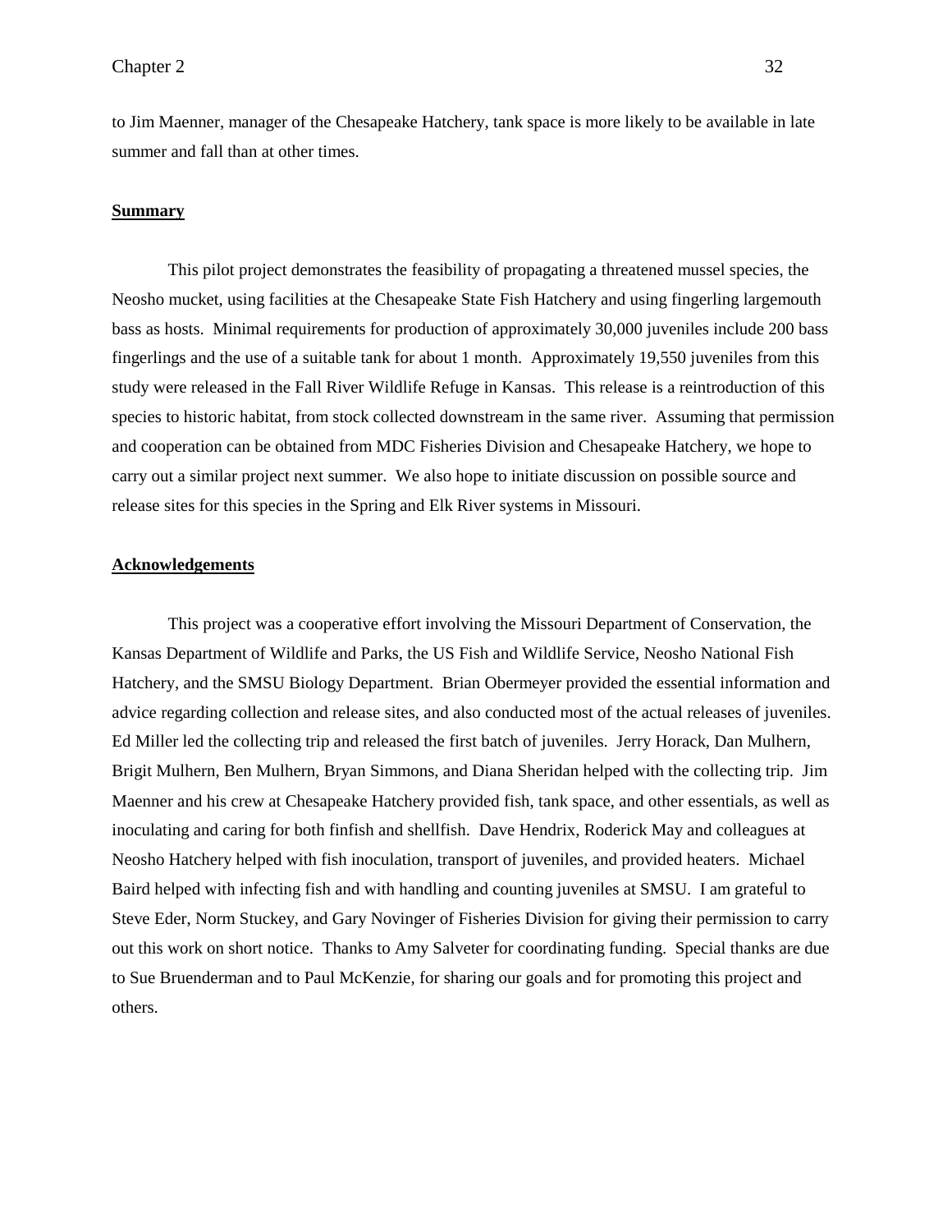to Jim Maenner, manager of the Chesapeake Hatchery, tank space is more likely to be available in late summer and fall than at other times.

## Summary

This pilot project demonstrates the feasibility of propagating a threatened mussel species, the Neosho mucket, using facilities at the Chesapeake State Fish Hatchery and using fingerling largemouth bass as hosts. Minimal requirements for production of approximately 30,000 juveniles include 200 bass fingerlings and the use of a suitable tank for about 1 month. Approximately 19,550 juveniles from this study were released in the Fall River Wildlife Refuge in Kansas. This release is a reintroduction of this species to historic habitat, from stock collected downstream in the same river. Assuming that permission and cooperation can be obtained from MDC Fisheries Division and Chesapeake Hatchery, we hope to carry out a similar project next summer. We also hope to initiate discussion on possible source and release sites for this species in the Spring and Elk River systems in Missouri.

## Acknowledgements

This project was a cooperative effort involving the Missouri Department of Conservation, the Kansas Department of Wildlife and Parks, the US Fish and Wildlife Service, Neosho National Fish Hatchery, and the SMSU Biology Department. Brian Obermeyer provided the essential information and advice regarding collection and release sites, and also conducted most of the actual releases of juveniles. Ed Miller led the collecting trip and released the first batch of juveniles. Jerry Horack, Dan Mulhern, Brigit Mulhern, Ben Mulhern, Bryan Simmons, and Diana Sheridan helped with the collecting trip. Jim Maenner and his crew at Chesapeake Hatchery provided fish, tank space, and other essentials, as well as inoculating and caring for both finfish and shellfish. Dave Hendrix, Roderick May and colleagues at Neosho Hatchery helped with fish inoculation, transport of juveniles, and provided heaters. Michael Baird helped with infecting fish and with handling and counting juveniles at SMSU. I am grateful to Steve Eder, Norm Stuckey, and Gary Novinger of Fisheries Division for giving their permission to carry out this work on short notice. Thanks to Amy Salveter for coordinating funding. Special thanks are due to Sue Bruenderman and to Paul McKenzie, for sharing our goals and for promoting this project and others.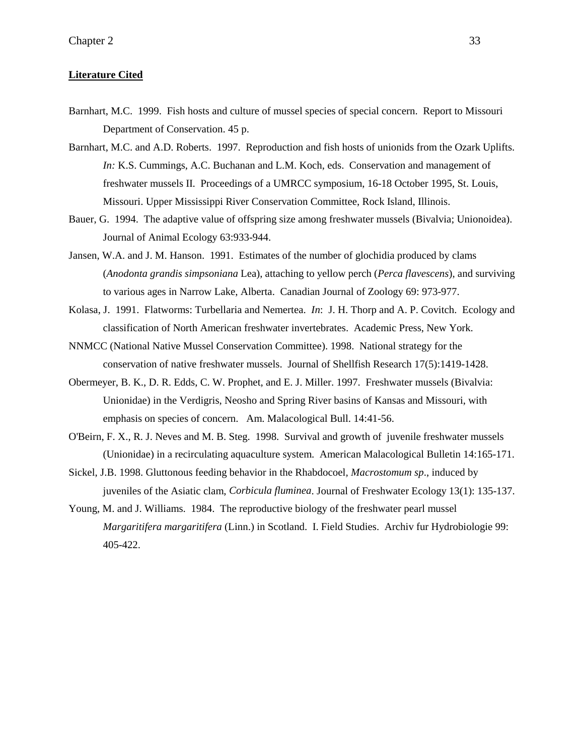## Literature Cited

Barnhart, M.C. 1999. Fish hosts and culture of mussel species of special concern. Report to Missouri Department of Conservation. 45 p.

Barnhart, M.C. and A.D. Roberts. 1997. Reproduction and fish hosts of unionids from the Ozark Uplifts. *In:* K.S. Cummings, A.C. Buchanan and L.M. Koch, eds. Conservation and management of freshwater mussels II. Proceedings of a UMRCC symposium, 16-18 October 1995, St. Louis, Missouri. Upper Mississippi River Conservation Committee, Rock Island, Illinois.

Bauer, G. 1994. The adaptive value of offspring size among freshwater mussels (Bivalvia; Unionoidea). Journal of Animal Ecology 63:933-944.

Jansen, W.A. and J. M. Hanson. 1991. Estimates of the number of glochidia produced by clams (*Anodonta grandis simpsoniana* Lea), attaching to yellow perch (*Perca flavescens*), and surviving to various ages in Narrow Lake, Alberta. Canadian Journal of Zoology 69: 973-977.

Kolasa, J. 1991. Flatworms: Turbellaria and Nemertea. *In*: J. H. Thorp and A. P. Covitch. Ecology and classification of North American freshwater invertebrates. Academic Press, New York.

NNMCC (National Native Mussel Conservation Committee). 1998. National strategy for the conservation of native freshwater mussels. Journal of Shellfish Research 17(5):1419-1428.

Obermeyer, B. K., D. R. Edds, C. W. Prophet, and E. J. Miller. 1997. Freshwater mussels (Bivalvia: Unionidae) in the Verdigris, Neosho and Spring River basins of Kansas and Missouri, with emphasis on species of concern. Am. Malacological Bull. 14:41-56.

O'Beirn, F. X., R. J. Neves and M. B. Steg. 1998. Survival and growth of juvenile freshwater mussels (Unionidae) in a recirculating aquaculture system. American Malacological Bulletin 14:165-171.

Sickel, J.B. 1998. Gluttonous feeding behavior in the Rhabdocoel, *Macrostomum sp*., induced by juveniles of the Asiatic clam, *Corbicula fluminea*. Journal of Freshwater Ecology 13(1): 135-137.

Young, M. and J. Williams. 1984. The reproductive biology of the freshwater pearl mussel *Margaritifera margaritifera* (Linn.) in Scotland. I. Field Studies. Archiv fur Hydrobiologie 99: 405-422.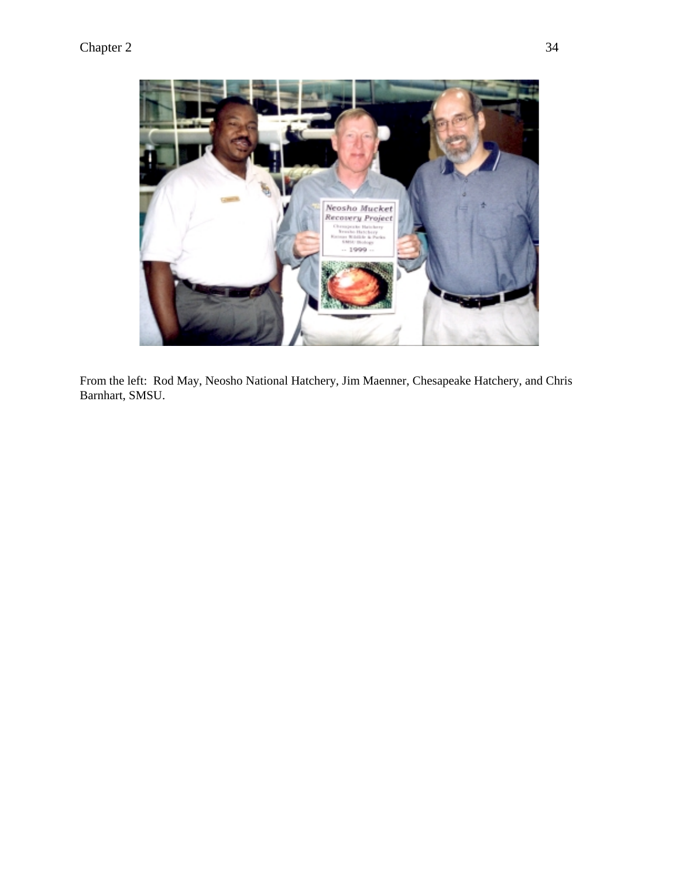From the left: Rod May, Neosho National Hatchery, Jim Maenner, Chesapeake Hatchery, and Chris Barnhart, SMSU.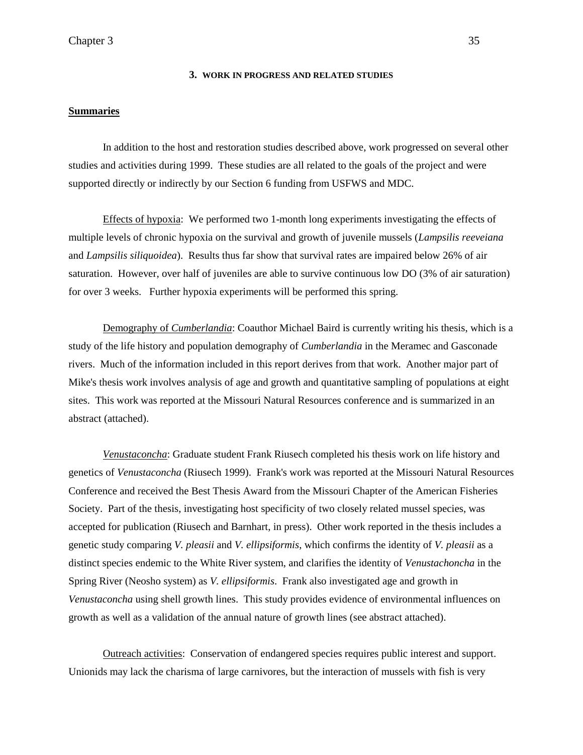## 3. WORK IN PROGRESS AND RELATED STUDIES

**Summaries**

In addition to the host and restoration studies described above, work progressed on several other studies and activities during 1999. These studies are all related to the goals of the project and were supported directly or indirectly by our Section 6 funding from USFWS and MDC.

Effects of hypoxia: We performed two 1-month long experiments investigating the effects of multiple levels of chronic hypoxia on the survival and growth of juvenile mussels (*Lampsilis reeveiana* and *Lampsilis siliquoidea*). Results thus far show that survival rates are impaired below 26% of air saturation. However, over half of juveniles are able to survive continuous low DO (3% of air saturation) for over 3 weeks. Further hypoxia experiments will be performed this spring.

Demography of *Cumberlandia*: Coauthor Michael Baird is currently writing his thesis, which is a study of the life history and population demography of *Cumberlandia* in the Meramec and Gasconade rivers. Much of the information included in this report derives from that work. Another major part of Mike's thesis work involves analysis of age and growth and quantitative sampling of populations at eight sites. This work was reported at the Missouri Natural Resources conference and is summarized in an abstract (attached).

*Venustaconcha*: Graduate student Frank Riusech completed his thesis work on life history and genetics of *Venustaconcha* (Riusech 1999). Frank's work was reported at the Missouri Natural Resources Conference and received the Best Thesis Award from the Missouri Chapter of the American Fisheries Society. Part of the thesis, investigating host specificity of two closely related mussel species, was accepted for publication (Riusech and Barnhart, in press). Other work reported in the thesis includes a genetic study comparing *V. pleasii* and *V. ellipsiformis*, which confirms the identity of *V. pleasii* as a distinct species endemic to the White River system, and clarifies the identity of *Venustachoncha* in the Spring River (Neosho system) as *V. ellipsiformis*. Frank also investigated age and growth in *Venustaconcha* using shell growth lines. This study provides evidence of environmental influences on growth as well as a validation of the annual nature of growth lines (see abstract attached).

Outreach activities: Conservation of endangered species requires public interest and support. Unionids may lack the charisma of large carnivores, but the interaction of mussels with fish is very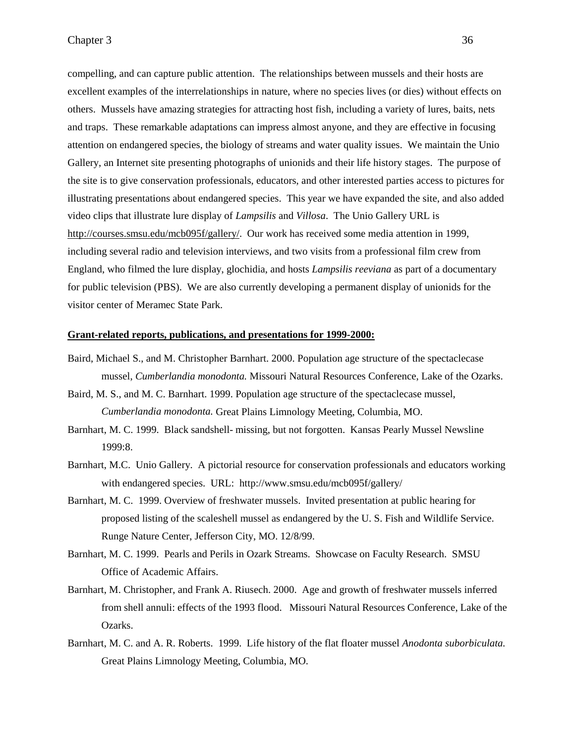compelling, and can capture public attention. The relationships between mussels and their hosts are excellent examples of the interrelationships in nature, where no species lives (or dies) without effects on others. Mussels have amazing strategies for attracting host fish, including a variety of lures, baits, nets and traps. These remarkable adaptations can impress almost anyone, and they are effective in focusing attention on endangered species, the biology of streams and water quality issues. We maintain the Unio Gallery, an Internet site presenting photographs of unionids and their life history stages. The purpose of the site is to give conservation professionals, educators, and other interested parties access to pictures for illustrating presentations about endangered species. This year we have expanded the site, and also added video clips that illustrate lure display of *Lampsilis* and *Villosa*. The Unio Gallery URL is http://courses.smsu.edu/mcb095f/gallery/. Our work has received some media attention in 1999, including several radio and television interviews, and two visits from a professional film crew from England, who filmed the lure display, glochidia, and hosts *Lampsilis reeviana* as part of a documentary for public television (PBS). We are also currently developing a permanent display of unionids for the visitor center of Meramec State Park.

**Grant-related reports, publications, and presentations for 1999-2000:**

Baird, Michael S., and M. Christopher Barnhart. 2000. Population age structure of the spectaclecase mussel, *Cumberlandia monodonta.* Missouri Natural Resources Conference, Lake of the Ozarks.

Baird, M. S., and M. C. Barnhart. 1999. Population age structure of the spectaclecase mussel, *Cumberlandia monodonta.* Great Plains Limnology Meeting, Columbia, MO.

Barnhart, M. C. 1999. Black sandshell- missing, but not forgotten. Kansas Pearly Mussel Newsline 1999:8.

Barnhart, M.C. Unio Gallery. A pictorial resource for conservation professionals and educators working with endangered species. URL: http://www.smsu.edu/mcb095f/gallery/

Barnhart, M. C. 1999. Overview of freshwater mussels. Invited presentation at public hearing for proposed listing of the scaleshell mussel as endangered by the U. S. Fish and Wildlife Service. Runge Nature Center, Jefferson City, MO. 12/8/99.

Barnhart, M. C. 1999. Pearls and Perils in Ozark Streams. Showcase on Faculty Research. SMSU Office of Academic Affairs.

Barnhart, M. Christopher, and Frank A. Riusech. 2000. Age and growth of freshwater mussels inferred from shell annuli: effects of the 1993 flood. Missouri Natural Resources Conference, Lake of the Ozarks.

Barnhart, M. C. and A. R. Roberts. 1999. Life history of the flat floater mussel *Anodonta suborbiculata.* Great Plains Limnology Meeting, Columbia, MO.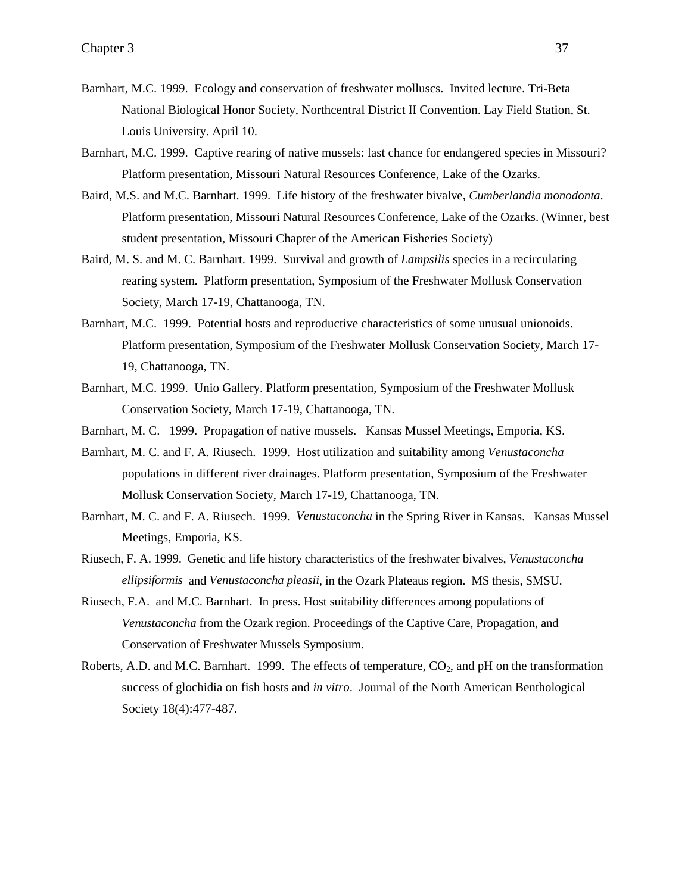Barnhart, M.C. 1999. Ecology and conservation of freshwater molluscs. Invited lecture. Tri-Beta National Biological Honor Society, Northcentral District II Convention. Lay Field Station, St. Louis University. April 10.

Barnhart, M.C. 1999. Captive rearing of native mussels: last chance for endangered species in Missouri? Platform presentation, Missouri Natural Resources Conference, Lake of the Ozarks.

Baird, M.S. and M.C. Barnhart. 1999. Life history of the freshwater bivalve, *Cumberlandia monodonta*. Platform presentation, Missouri Natural Resources Conference, Lake of the Ozarks. (Winner, best student presentation, Missouri Chapter of the American Fisheries Society)

Baird, M. S. and M. C. Barnhart. 1999. Survival and growth of *Lampsilis* species in a recirculating rearing system. Platform presentation, Symposium of the Freshwater Mollusk Conservation Society, March 17-19, Chattanooga, TN.

Barnhart, M.C. 1999. Potential hosts and reproductive characteristics of some unusual unionoids. Platform presentation, Symposium of the Freshwater Mollusk Conservation Society, March 17-19, Chattanooga, TN.

Barnhart, M.C. 1999. Unio Gallery. Platform presentation, Symposium of the Freshwater Mollusk Conservation Society, March 17-19, Chattanooga, TN.

Barnhart, M. C. 1999. Propagation of native mussels. Kansas Mussel Meetings, Emporia, KS.

Barnhart, M. C. and F. A. Riusech. 1999. Host utilization and suitability among *Venustaconcha* populations in different river drainages. Platform presentation, Symposium of the Freshwater Mollusk Conservation Society, March 17-19, Chattanooga, TN.

Barnhart, M. C. and F. A. Riusech. 1999. *Venustaconcha* in the Spring River in Kansas. Kansas Mussel Meetings, Emporia, KS.

Riusech, F. A. 1999. Genetic and life history characteristics of the freshwater bivalves, *Venustaconcha ellipsiformis* and *Venustaconcha pleasii*, in the Ozark Plateaus region. MS thesis, SMSU.

Riusech, F.A. and M.C. Barnhart. In press. Host suitability differences among populations of *Venustaconcha* from the Ozark region. Proceedings of the Captive Care, Propagation, and Conservation of Freshwater Mussels Symposium.

Roberts, A.D. and M.C. Barnhart. 1999. The effects of temperature, $CO_2$, and pH on the transformation success of glochidia on fish hosts and *in vitro*. Journal of the North American Benthological Society 18(4):477-487.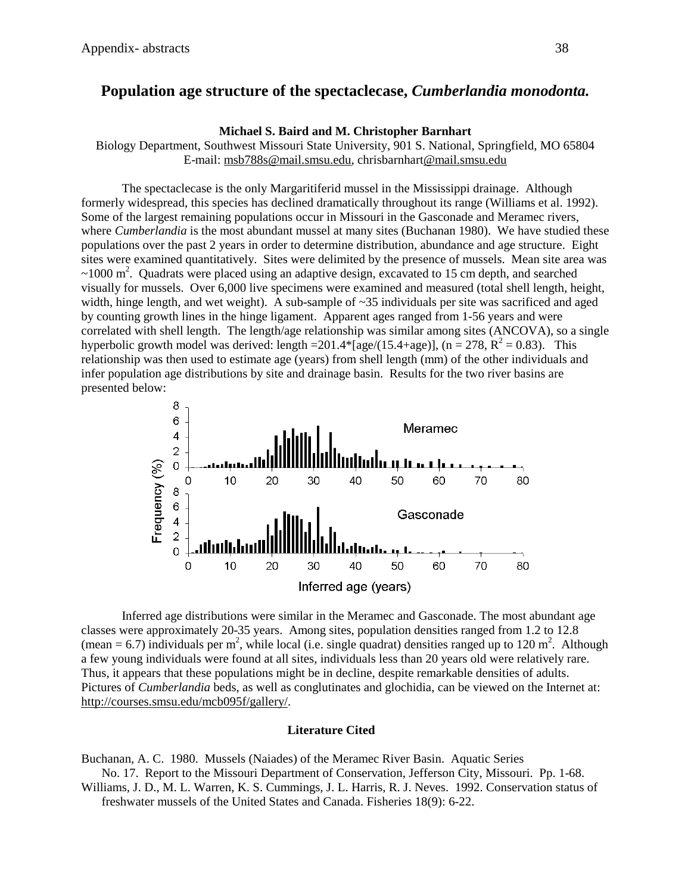## Population age structure of the spectaclecase, *Cumberlandia monodonta.*

**Michael S. Baird and M. Christopher Barnhart**

Biology Department, Southwest Missouri State University, 901 S. National, Springfield, MO 65804
E-mail: msb788s@mail.smsu.edu, chrisbarnhart@mail.smsu.edu

The spectaclecase is the only Margaritiferid mussel in the Mississippi drainage. Although formerly widespread, this species has declined dramatically throughout its range (Williams et al. 1992). Some of the largest remaining populations occur in Missouri in the Gasconade and Meramec rivers, where *Cumberlandia* is the most abundant mussel at many sites (Buchanan 1980). We have studied these populations over the past 2 years in order to determine distribution, abundance and age structure. Eight sites were examined quantitatively. Sites were delimited by the presence of mussels. Mean site area was ~1000 $m^2$. Quadrats were placed using an adaptive design, excavated to 15 cm depth, and searched visually for mussels. Over 6,000 live specimens were examined and measured (total shell length, height, width, hinge length, and wet weight). A sub-sample of ~35 individuals per site was sacrificed and aged by counting growth lines in the hinge ligament. Apparent ages ranged from 1-56 years and were correlated with shell length. The length/age relationship was similar among sites (ANCOVA), so a single hyperbolic growth model was derived: length =201.4*[age/(15.4+age)], (n = 278, $R^2$ = 0.83). This relationship was then used to estimate age (years) from shell length (mm) of the other individuals and infer population age distributions by site and drainage basin. Results for the two river basins are presented below:

Meramec

Gasconade

Frequency (%)

Inferred age (years)

Inferred age distributions were similar in the Meramec and Gasconade. The most abundant age classes were approximately 20-35 years. Among sites, population densities ranged from 1.2 to 12.8 (mean = 6.7) individuals per $m^2$, while local (i.e. single quadrat) densities ranged up to 120 $m^2$. Although a few young individuals were found at all sites, individuals less than 20 years old were relatively rare. Thus, it appears that these populations might be in decline, despite remarkable densities of adults. Pictures of *Cumberlandia* beds, as well as conglutinates and glochidia, can be viewed on the Internet at: http://courses.smsu.edu/mcb095f/gallery/.

### Literature Cited

Buchanan, A. C. 1980. Mussels (Naiades) of the Meramec River Basin. Aquatic Series No. 17. Report to the Missouri Department of Conservation, Jefferson City, Missouri. Pp. 1-68.

Williams, J. D., M. L. Warren, K. S. Cummings, J. L. Harris, R. J. Neves. 1992. Conservation status of freshwater mussels of the United States and Canada. Fisheries 18(9): 6-22.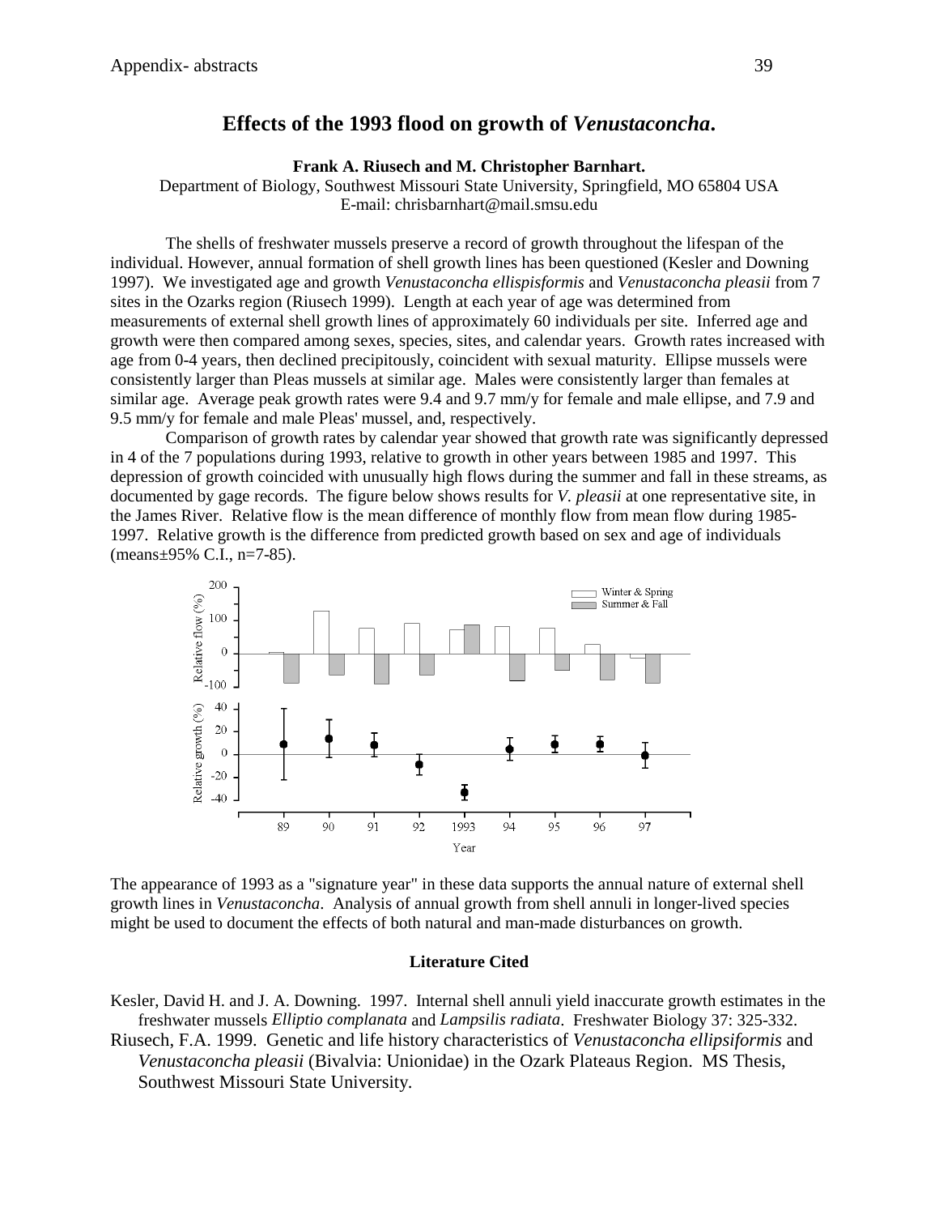# Effects of the 1993 flood on growth of *Venustaconcha*.

**Frank A. Riusech and M. Christopher Barnhart.**

Department of Biology, Southwest Missouri State University, Springfield, MO 65804 USA
E-mail: chrisbarnhart@mail.smsu.edu

The shells of freshwater mussels preserve a record of growth throughout the lifespan of the individual. However, annual formation of shell growth lines has been questioned (Kesler and Downing 1997). We investigated age and growth *Venustaconcha ellispisformis* and *Venustaconcha pleasii* from 7 sites in the Ozarks region (Riusech 1999). Length at each year of age was determined from measurements of external shell growth lines of approximately 60 individuals per site. Inferred age and growth were then compared among sexes, species, sites, and calendar years. Growth rates increased with age from 0-4 years, then declined precipitously, coincident with sexual maturity. Ellipse mussels were consistently larger than Pleas mussels at similar age. Males were consistently larger than females at similar age. Average peak growth rates were 9.4 and 9.7 mm/y for female and male ellipse, and 7.9 and 9.5 mm/y for female and male Pleas' mussel, and, respectively.

Comparison of growth rates by calendar year showed that growth rate was significantly depressed in 4 of the 7 populations during 1993, relative to growth in other years between 1985 and 1997. This depression of growth coincided with unusually high flows during the summer and fall in these streams, as documented by gage records. The figure below shows results for *V. pleasii* at one representative site, in the James River. Relative flow is the mean difference of monthly flow from mean flow during 1985-1997. Relative growth is the difference from predicted growth based on sex and age of individuals (means±95% C.I., n=7-85).

Winter & Spring
Summer & Fall
Relative flow (%)
200
100
0
-100
Relative growth (%)
40
20
0
-20
-40
89 90 91 92 1993 94 95 96 97
Year

The appearance of 1993 as a "signature year" in these data supports the annual nature of external shell growth lines in *Venustaconcha*. Analysis of annual growth from shell annuli in longer-lived species might be used to document the effects of both natural and man-made disturbances on growth.

### Literature Cited

Kesler, David H. and J. A. Downing. 1997. Internal shell annuli yield inaccurate growth estimates in the freshwater mussels *Elliptio complanata* and *Lampsilis radiata*. Freshwater Biology 37: 325-332.

Riusech, F.A. 1999. Genetic and life history characteristics of *Venustaconcha ellipsiformis* and *Venustaconcha pleasii* (Bivalvia: Unionidae) in the Ozark Plateaus Region. MS Thesis, Southwest Missouri State University.